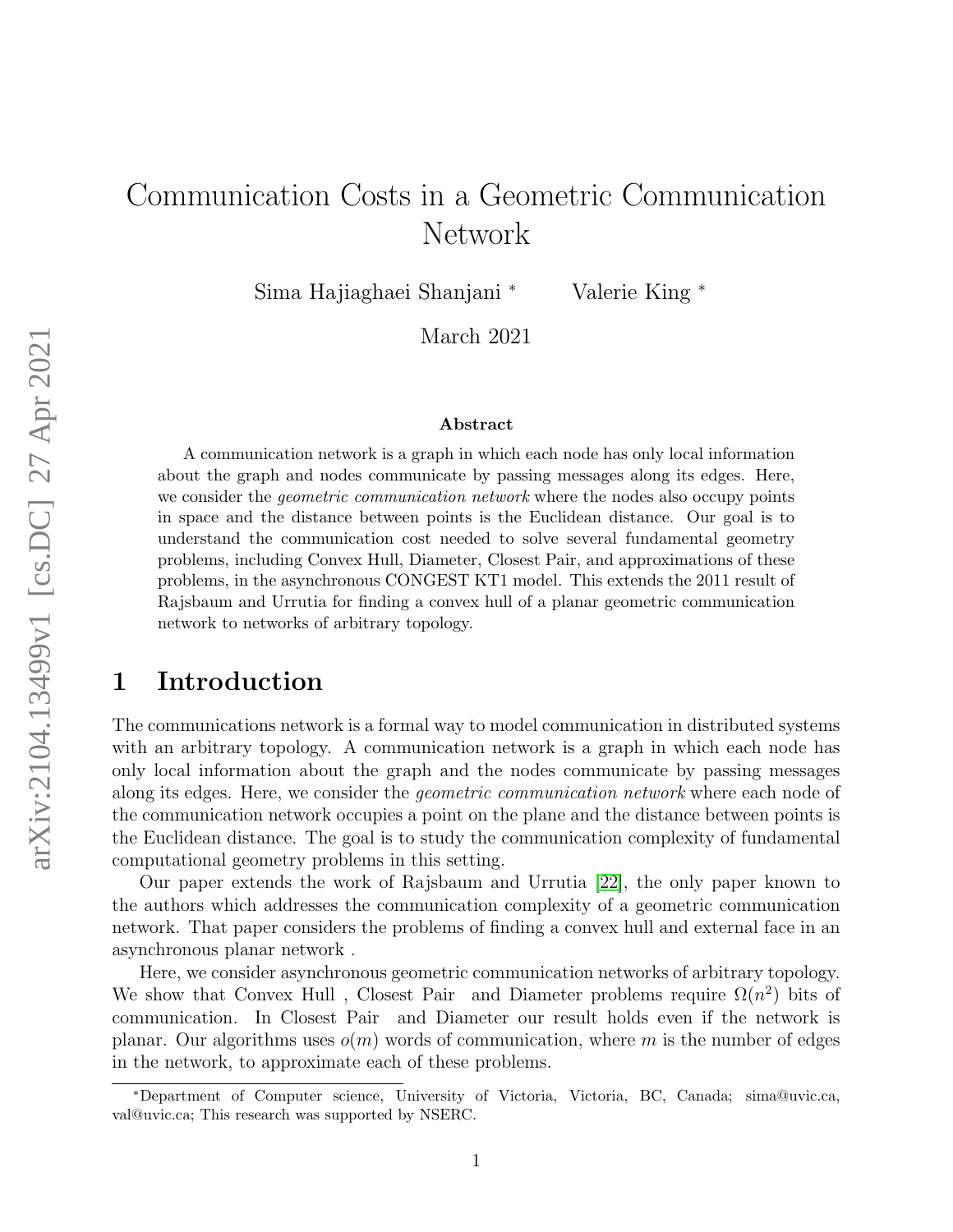# Communication Costs in a Geometric Communication Network

Sima Hajiaghaei Shanjani [*] Valerie King [*]

March 2021

**Abstract**

A communication network is a graph in which each node has only local information about the graph and nodes communicate by passing messages along its edges. Here, we consider the *geometric communication network* where the nodes also occupy points in space and the distance between points is the Euclidean distance. Our goal is to understand the communication cost needed to solve several fundamental geometry problems, including Convex Hull, Diameter, Closest Pair, and approximations of these problems, in the asynchronous CONGEST KT1 model. This extends the 2011 result of Rajsbaum and Urrutia for finding a convex hull of a planar geometric communication network to networks of arbitrary topology.

## 1 Introduction

The communications network is a formal way to model communication in distributed systems with an arbitrary topology. A communication network is a graph in which each node has only local information about the graph and the nodes communicate by passing messages along its edges. Here, we consider the *geometric communication network* where each node of the communication network occupies a point on the plane and the distance between points is the Euclidean distance. The goal is to study the communication complexity of fundamental computational geometry problems in this setting.

Our paper extends the work of Rajsbaum and Urrutia [22], the only paper known to the authors which addresses the communication complexity of a geometric communication network. That paper considers the problems of finding a convex hull and external face in an asynchronous planar network .

Here, we consider asynchronous geometric communication networks of arbitrary topology. We show that Convex Hull , Closest Pair and Diameter problems require $\Omega(n^2)$ bits of communication. In Closest Pair and Diameter our result holds even if the network is planar. Our algorithms uses $o(m)$ words of communication, where $m$ is the number of edges in the network, to approximate each of these problems.

[*]Department of Computer science, University of Victoria, Victoria, BC, Canada; sima@uvic.ca, val@uvic.ca; This research was supported by NSERC.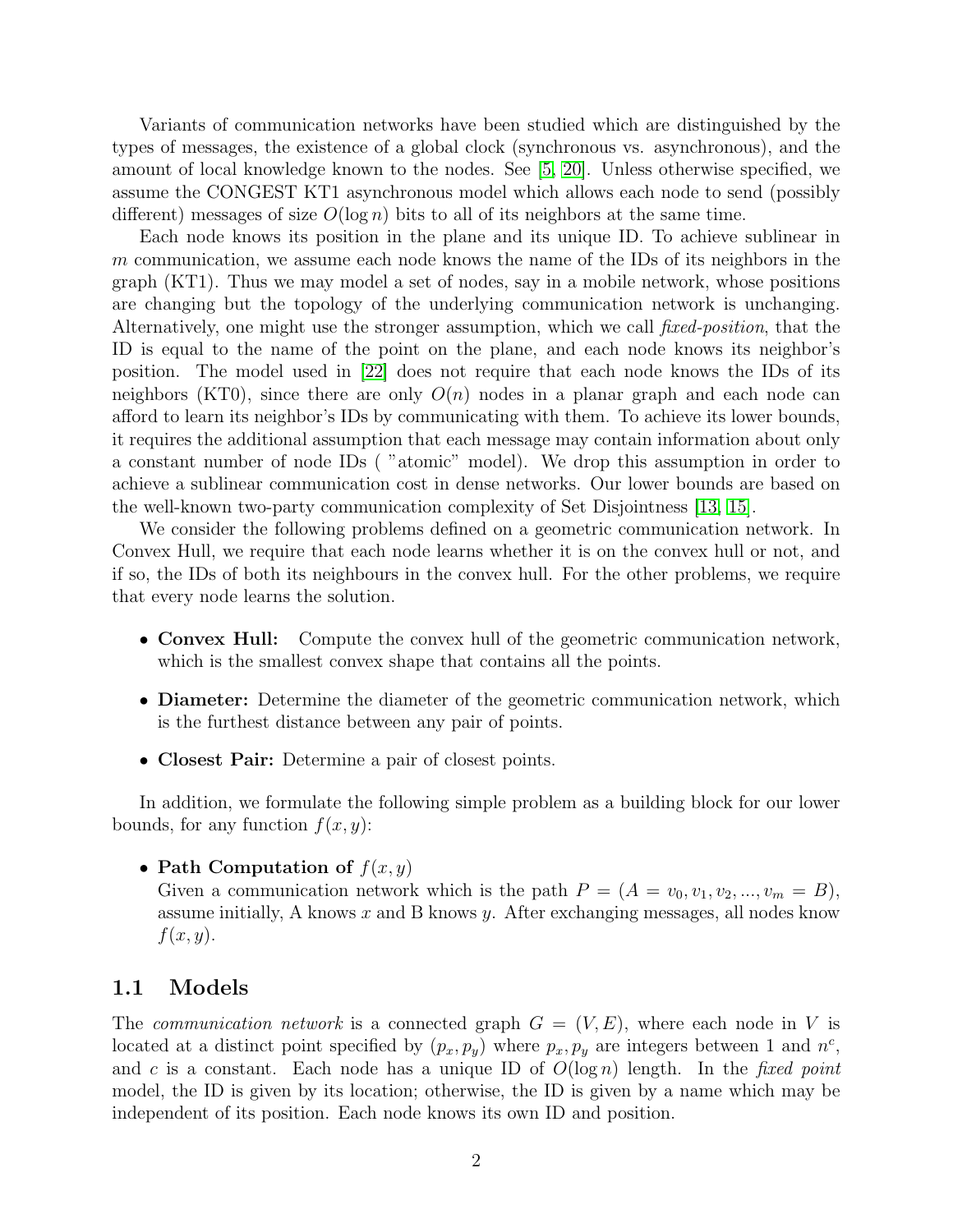Variants of communication networks have been studied which are distinguished by the types of messages, the existence of a global clock (synchronous vs. asynchronous), and the amount of local knowledge known to the nodes. See [5, 20]. Unless otherwise specified, we assume the CONGEST KT1 asynchronous model which allows each node to send (possibly different) messages of size $O(\log n)$ bits to all of its neighbors at the same time.

Each node knows its position in the plane and its unique ID. To achieve sublinear in $m$ communication, we assume each node knows the name of the IDs of its neighbors in the graph (KT1). Thus we may model a set of nodes, say in a mobile network, whose positions are changing but the topology of the underlying communication network is unchanging. Alternatively, one might use the stronger assumption, which we call *fixed-position*, that the ID is equal to the name of the point on the plane, and each node knows its neighbor's position. The model used in [22] does not require that each node knows the IDs of its neighbors (KT0), since there are only $O(n)$ nodes in a planar graph and each node can afford to learn its neighbor's IDs by communicating with them. To achieve its lower bounds, it requires the additional assumption that each message may contain information about only a constant number of node IDs ( "atomic" model). We drop this assumption in order to achieve a sublinear communication cost in dense networks. Our lower bounds are based on the well-known two-party communication complexity of Set Disjointness [13, 15].

We consider the following problems defined on a geometric communication network. In Convex Hull, we require that each node learns whether it is on the convex hull or not, and if so, the IDs of both its neighbours in the convex hull. For the other problems, we require that every node learns the solution.

- **Convex Hull:** Compute the convex hull of the geometric communication network, which is the smallest convex shape that contains all the points.
- **Diameter:** Determine the diameter of the geometric communication network, which is the furthest distance between any pair of points.
- **Closest Pair:** Determine a pair of closest points.

In addition, we formulate the following simple problem as a building block for our lower bounds, for any function $f(x, y)$:

- **Path Computation of $f(x, y)$**
  Given a communication network which is the path $P = (A = v_0, v_1, v_2, ..., v_m = B)$, assume initially, A knows $x$ and B knows $y$. After exchanging messages, all nodes know $f(x, y)$.

## 1.1 Models

The *communication network* is a connected graph $G = (V, E)$, where each node in $V$ is located at a distinct point specified by $(p_x, p_y)$ where $p_x, p_y$ are integers between 1 and $n^c$, and $c$ is a constant. Each node has a unique ID of $O(\log n)$ length. In the *fixed point* model, the ID is given by its location; otherwise, the ID is given by a name which may be independent of its position. Each node knows its own ID and position.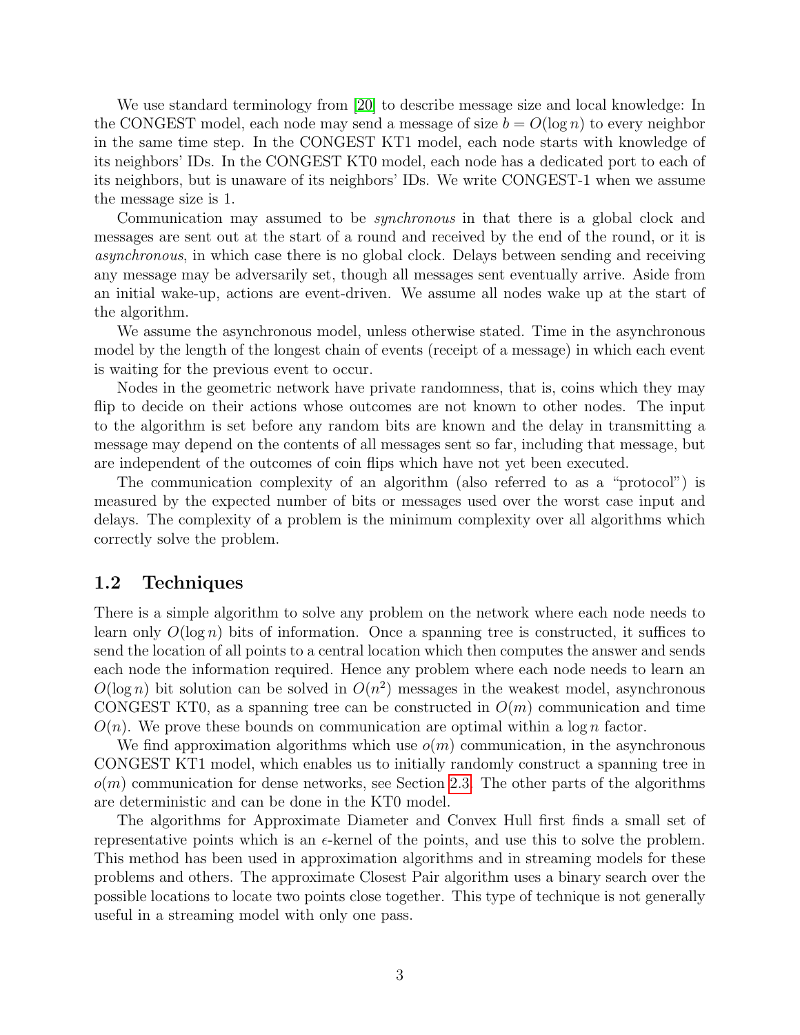We use standard terminology from [20] to describe message size and local knowledge: In the CONGEST model, each node may send a message of size $b = O(\log n)$ to every neighbor in the same time step. In the CONGEST KT1 model, each node starts with knowledge of its neighbors' IDs. In the CONGEST KT0 model, each node has a dedicated port to each of its neighbors, but is unaware of its neighbors' IDs. We write CONGEST-1 when we assume the message size is 1.

Communication may assumed to be *synchronous* in that there is a global clock and messages are sent out at the start of a round and received by the end of the round, or it is *asynchronous*, in which case there is no global clock. Delays between sending and receiving any message may be adversarily set, though all messages sent eventually arrive. Aside from an initial wake-up, actions are event-driven. We assume all nodes wake up at the start of the algorithm.

We assume the asynchronous model, unless otherwise stated. Time in the asynchronous model by the length of the longest chain of events (receipt of a message) in which each event is waiting for the previous event to occur.

Nodes in the geometric network have private randomness, that is, coins which they may flip to decide on their actions whose outcomes are not known to other nodes. The input to the algorithm is set before any random bits are known and the delay in transmitting a message may depend on the contents of all messages sent so far, including that message, but are independent of the outcomes of coin flips which have not yet been executed.

The communication complexity of an algorithm (also referred to as a "protocol") is measured by the expected number of bits or messages used over the worst case input and delays. The complexity of a problem is the minimum complexity over all algorithms which correctly solve the problem.

## 1.2 Techniques

There is a simple algorithm to solve any problem on the network where each node needs to learn only $O(\log n)$ bits of information. Once a spanning tree is constructed, it suffices to send the location of all points to a central location which then computes the answer and sends each node the information required. Hence any problem where each node needs to learn an $O(\log n)$ bit solution can be solved in $O(n^2)$ messages in the weakest model, asynchronous CONGEST KT0, as a spanning tree can be constructed in $O(m)$ communication and time $O(n)$. We prove these bounds on communication are optimal within a $\log n$ factor.

We find approximation algorithms which use $o(m)$ communication, in the asynchronous CONGEST KT1 model, which enables us to initially randomly construct a spanning tree in $o(m)$ communication for dense networks, see Section 2.3. The other parts of the algorithms are deterministic and can be done in the KT0 model.

The algorithms for Approximate Diameter and Convex Hull first finds a small set of representative points which is an $\epsilon$-kernel of the points, and use this to solve the problem. This method has been used in approximation algorithms and in streaming models for these problems and others. The approximate Closest Pair algorithm uses a binary search over the possible locations to locate two points close together. This type of technique is not generally useful in a streaming model with only one pass.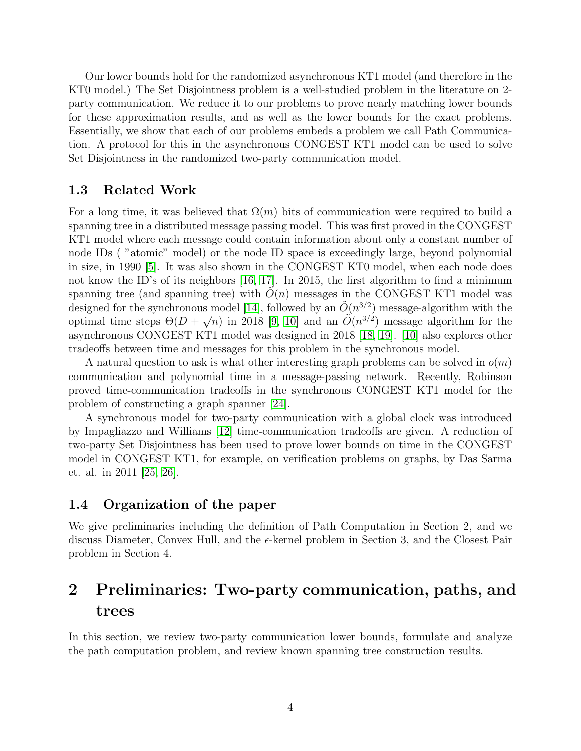Our lower bounds hold for the randomized asynchronous KT1 model (and therefore in the KT0 model.) The Set Disjointness problem is a well-studied problem in the literature on 2-party communication. We reduce it to our problems to prove nearly matching lower bounds for these approximation results, and as well as the lower bounds for the exact problems. Essentially, we show that each of our problems embeds a problem we call Path Communication. A protocol for this in the asynchronous CONGEST KT1 model can be used to solve Set Disjointness in the randomized two-party communication model.

### 1.3 Related Work

For a long time, it was believed that $\Omega(m)$ bits of communication were required to build a spanning tree in a distributed message passing model. This was first proved in the CONGEST KT1 model where each message could contain information about only a constant number of node IDs ( "atomic" model) or the node ID space is exceedingly large, beyond polynomial in size, in 1990 [5]. It was also shown in the CONGEST KT0 model, when each node does not know the ID's of its neighbors [16, 17]. In 2015, the first algorithm to find a minimum spanning tree (and spanning tree) with $\tilde{O}(n)$ messages in the CONGEST KT1 model was designed for the synchronous model [14], followed by an $\tilde{O}(n^{3/2})$ message-algorithm with the optimal time steps $\Theta(D + \sqrt{n})$ in 2018 [9, 10] and an $\tilde{O}(n^{3/2})$ message algorithm for the asynchronous CONGEST KT1 model was designed in 2018 [18, 19]. [10] also explores other tradeoffs between time and messages for this problem in the synchronous model.

A natural question to ask is what other interesting graph problems can be solved in $o(m)$ communication and polynomial time in a message-passing network. Recently, Robinson proved time-communication tradeoffs in the synchronous CONGEST KT1 model for the problem of constructing a graph spanner [24].

A synchronous model for two-party communication with a global clock was introduced by Impagliazzo and Williams [12] time-communication tradeoffs are given. A reduction of two-party Set Disjointness has been used to prove lower bounds on time in the CONGEST model in CONGEST KT1, for example, on verification problems on graphs, by Das Sarma et. al. in 2011 [25, 26].

### 1.4 Organization of the paper

We give preliminaries including the definition of Path Computation in Section 2, and we discuss Diameter, Convex Hull, and the $\epsilon$-kernel problem in Section 3, and the Closest Pair problem in Section 4.

## 2 Preliminaries: Two-party communication, paths, and trees

In this section, we review two-party communication lower bounds, formulate and analyze the path computation problem, and review known spanning tree construction results.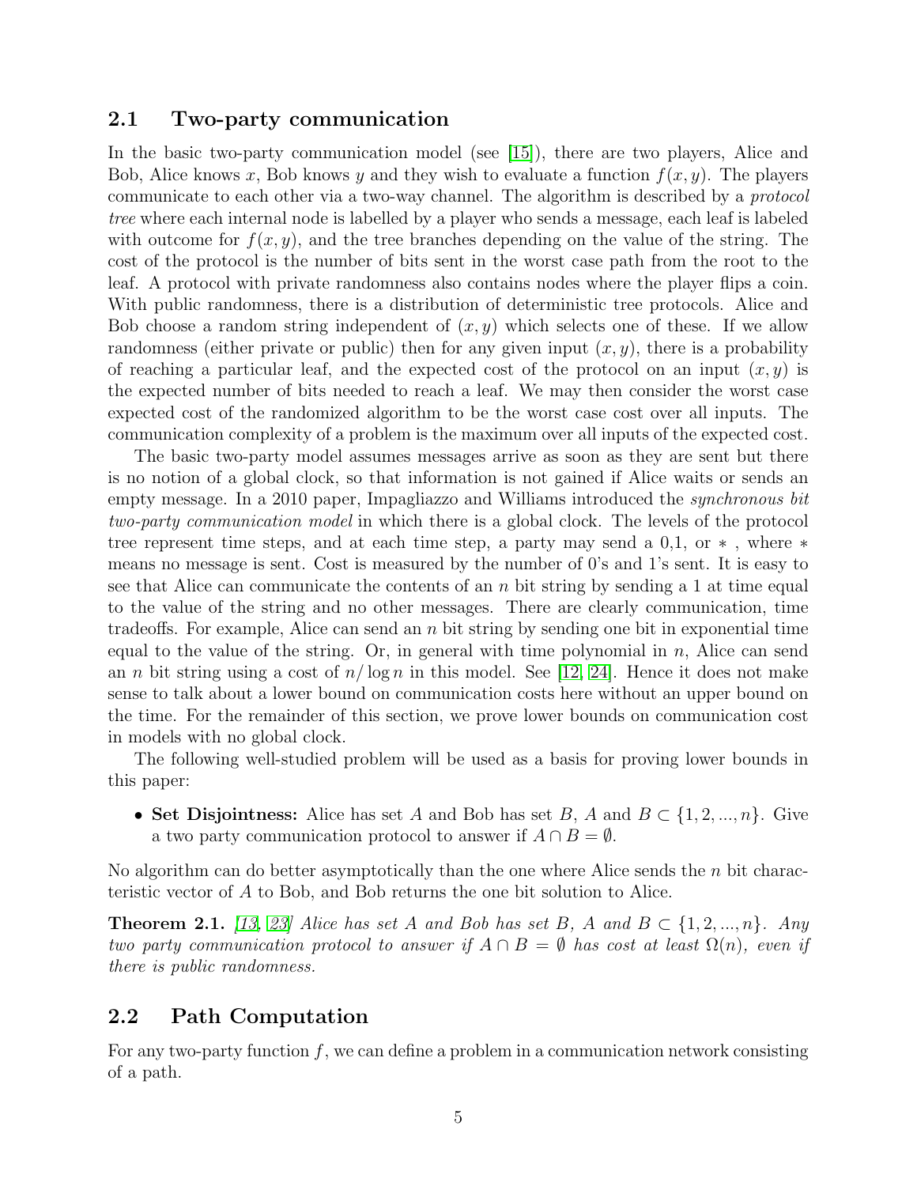## 2.1 Two-party communication

In the basic two-party communication model (see [15]), there are two players, Alice and Bob, Alice knows $x$, Bob knows $y$ and they wish to evaluate a function $f(x, y)$. The players communicate to each other via a two-way channel. The algorithm is described by a *protocol tree* where each internal node is labelled by a player who sends a message, each leaf is labeled with outcome for $f(x, y)$, and the tree branches depending on the value of the string. The cost of the protocol is the number of bits sent in the worst case path from the root to the leaf. A protocol with private randomness also contains nodes where the player flips a coin. With public randomness, there is a distribution of deterministic tree protocols. Alice and Bob choose a random string independent of $(x, y)$ which selects one of these. If we allow randomness (either private or public) then for any given input $(x, y)$, there is a probability of reaching a particular leaf, and the expected cost of the protocol on an input $(x, y)$ is the expected number of bits needed to reach a leaf. We may then consider the worst case expected cost of the randomized algorithm to be the worst case cost over all inputs. The communication complexity of a problem is the maximum over all inputs of the expected cost.

The basic two-party model assumes messages arrive as soon as they are sent but there is no notion of a global clock, so that information is not gained if Alice waits or sends an empty message. In a 2010 paper, Impagliazzo and Williams introduced the *synchronous bit two-party communication model* in which there is a global clock. The levels of the protocol tree represent time steps, and at each time step, a party may send a 0,1, or $*$ , where $*$ means no message is sent. Cost is measured by the number of 0's and 1's sent. It is easy to see that Alice can communicate the contents of an $n$ bit string by sending a 1 at time equal to the value of the string and no other messages. There are clearly communication, time tradeoffs. For example, Alice can send an $n$ bit string by sending one bit in exponential time equal to the value of the string. Or, in general with time polynomial in $n$, Alice can send an $n$ bit string using a cost of $n/\log n$ in this model. See [12, 24]. Hence it does not make sense to talk about a lower bound on communication costs here without an upper bound on the time. For the remainder of this section, we prove lower bounds on communication cost in models with no global clock.

The following well-studied problem will be used as a basis for proving lower bounds in this paper:

- **Set Disjointness:** Alice has set $A$ and Bob has set $B$, $A$ and $B \subset \{1, 2, ..., n\}$. Give a two party communication protocol to answer if $A \cap B = \emptyset$.

No algorithm can do better asymptotically than the one where Alice sends the $n$ bit characteristic vector of $A$ to Bob, and Bob returns the one bit solution to Alice.

**Theorem 2.1.** *[13, 23] Alice has set $A$ and Bob has set $B$, $A$ and $B \subset \{1, 2, ..., n\}$. Any two party communication protocol to answer if $A \cap B = \emptyset$ has cost at least $\Omega(n)$, even if there is public randomness.*

## 2.2 Path Computation

For any two-party function $f$, we can define a problem in a communication network consisting of a path.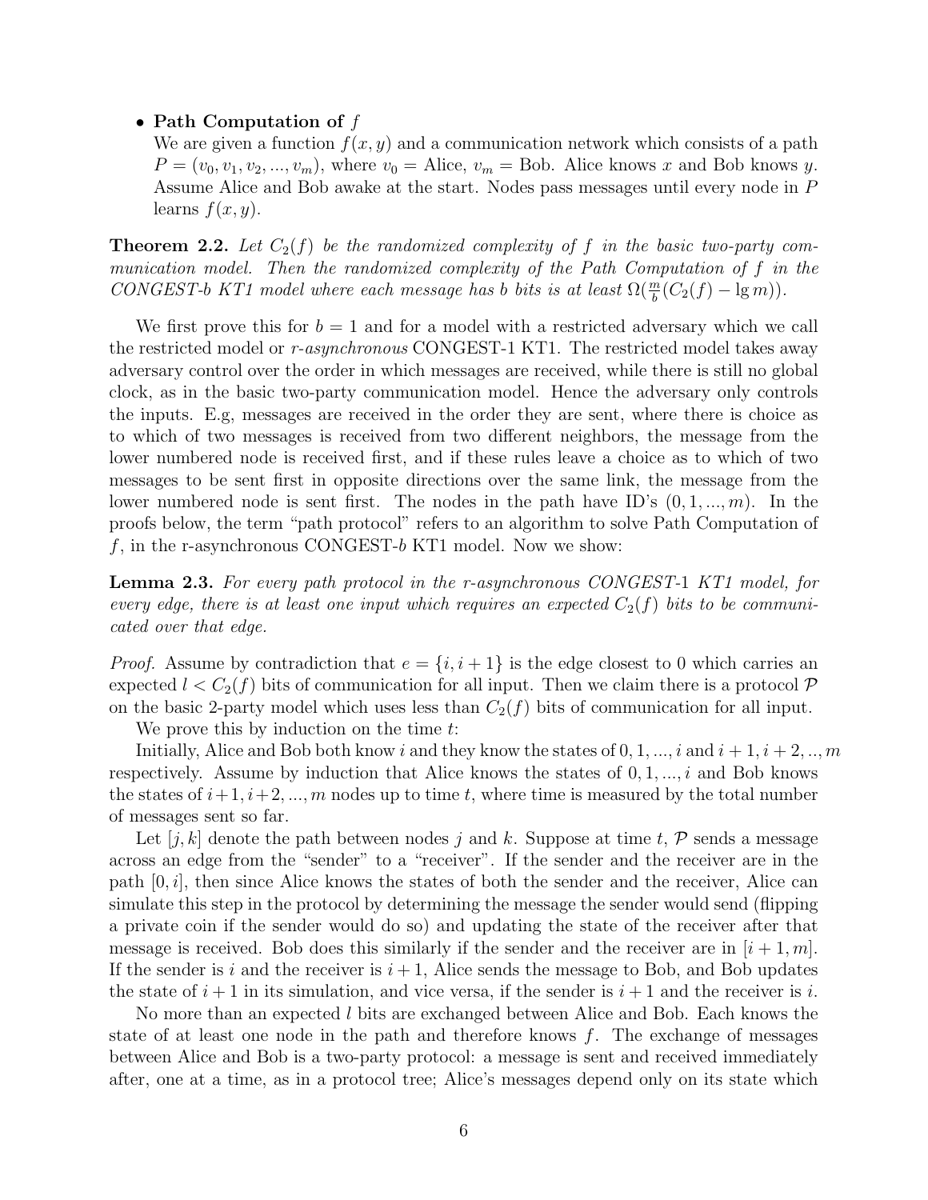- **Path Computation of $f$**

  We are given a function $f(x, y)$ and a communication network which consists of a path $P = (v_0, v_1, v_2, ..., v_m)$, where $v_0 =$ Alice, $v_m =$ Bob. Alice knows $x$ and Bob knows $y$. Assume Alice and Bob awake at the start. Nodes pass messages until every node in $P$ learns $f(x, y)$.

**Theorem 2.2.** *Let $C_2(f)$ be the randomized complexity of $f$ in the basic two-party communication model. Then the randomized complexity of the Path Computation of $f$ in the CONGEST-b KT1 model where each message has b bits is at least $\Omega(\frac{m}{b}(C_2(f) - \lg m))$.*

We first prove this for $b = 1$ and for a model with a restricted adversary which we call the restricted model or *r-asynchronous* CONGEST-1 KT1. The restricted model takes away adversary control over the order in which messages are received, while there is still no global clock, as in the basic two-party communication model. Hence the adversary only controls the inputs. E.g, messages are received in the order they are sent, where there is choice as to which of two messages is received from two different neighbors, the message from the lower numbered node is received first, and if these rules leave a choice as to which of two messages to be sent first in opposite directions over the same link, the message from the lower numbered node is sent first. The nodes in the path have ID's $(0, 1, ..., m)$. In the proofs below, the term "path protocol" refers to an algorithm to solve Path Computation of $f$, in the r-asynchronous CONGEST-$b$ KT1 model. Now we show:

**Lemma 2.3.** *For every path protocol in the r-asynchronous CONGEST-1 KT1 model, for every edge, there is at least one input which requires an expected $C_2(f)$ bits to be communicated over that edge.*

*Proof.* Assume by contradiction that $e = \{i, i+1\}$ is the edge closest to 0 which carries an expected $l < C_2(f)$ bits of communication for all input. Then we claim there is a protocol $\mathcal{P}$ on the basic 2-party model which uses less than $C_2(f)$ bits of communication for all input.

We prove this by induction on the time $t$:

Initially, Alice and Bob both know $i$ and they know the states of $0, 1, ..., i$ and $i+1, i+2, .., m$ respectively. Assume by induction that Alice knows the states of $0, 1, ..., i$ and Bob knows the states of $i+1, i+2, ..., m$ nodes up to time $t$, where time is measured by the total number of messages sent so far.

Let $[j, k]$ denote the path between nodes $j$ and $k$. Suppose at time $t$, $\mathcal{P}$ sends a message across an edge from the "sender" to a "receiver". If the sender and the receiver are in the path $[0, i]$, then since Alice knows the states of both the sender and the receiver, Alice can simulate this step in the protocol by determining the message the sender would send (flipping a private coin if the sender would do so) and updating the state of the receiver after that message is received. Bob does this similarly if the sender and the receiver are in $[i+1, m]$. If the sender is $i$ and the receiver is $i+1$, Alice sends the message to Bob, and Bob updates the state of $i+1$ in its simulation, and vice versa, if the sender is $i+1$ and the receiver is $i$.

No more than an expected $l$ bits are exchanged between Alice and Bob. Each knows the state of at least one node in the path and therefore knows $f$. The exchange of messages between Alice and Bob is a two-party protocol: a message is sent and received immediately after, one at a time, as in a protocol tree; Alice's messages depend only on its state which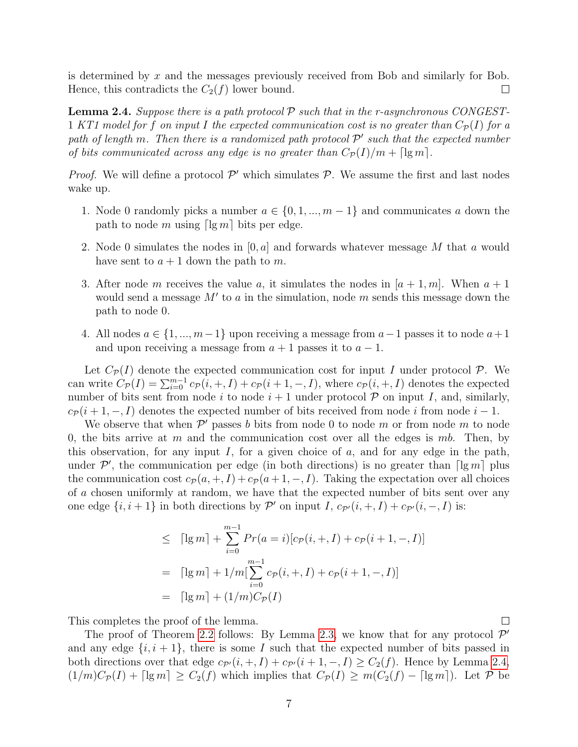is determined by $x$ and the messages previously received from Bob and similarly for Bob. Hence, this contradicts the $C_2(f)$ lower bound. ☐

**Lemma 2.4.** *Suppose there is a path protocol $\mathcal{P}$ such that in the r-asynchronous CONGEST-1 KT1 model for $f$ on input $I$ the expected communication cost is no greater than $C_{\mathcal{P}}(I)$ for a path of length $m$. Then there is a randomized path protocol $\mathcal{P}'$ such that the expected number of bits communicated across any edge is no greater than $C_{\mathcal{P}}(I)/m + \lceil \lg m \rceil$.*

*Proof.* We will define a protocol $\mathcal{P}'$ which simulates $\mathcal{P}$. We assume the first and last nodes wake up.

1. Node 0 randomly picks a number $a \in \{0, 1, ..., m-1\}$ and communicates $a$ down the path to node $m$ using $\lceil \lg m \rceil$ bits per edge.
2. Node 0 simulates the nodes in $[0, a]$ and forwards whatever message $M$ that $a$ would have sent to $a+1$ down the path to $m$.
3. After node $m$ receives the value $a$, it simulates the nodes in $[a+1, m]$. When $a+1$ would send a message $M'$ to $a$ in the simulation, node $m$ sends this message down the path to node 0.
4. All nodes $a \in \{1, ..., m-1\}$ upon receiving a message from $a-1$ passes it to node $a+1$ and upon receiving a message from $a+1$ passes it to $a-1$.

Let $C_{\mathcal{P}}(I)$ denote the expected communication cost for input $I$ under protocol $\mathcal{P}$. We can write $C_{\mathcal{P}}(I) = \sum_{i=0}^{m-1} c_{\mathcal{P}}(i, +, I) + c_{\mathcal{P}}(i+1, -, I)$, where $c_{\mathcal{P}}(i, +, I)$ denotes the expected number of bits sent from node $i$ to node $i+1$ under protocol $\mathcal{P}$ on input $I$, and, similarly, $c_{\mathcal{P}}(i+1, -, I)$ denotes the expected number of bits received from node $i$ from node $i-1$.

We observe that when $\mathcal{P}'$ passes $b$ bits from node 0 to node $m$ or from node $m$ to node 0, the bits arrive at $m$ and the communication cost over all the edges is $mb$. Then, by this observation, for any input $I$, for a given choice of $a$, and for any edge in the path, under $\mathcal{P}'$, the communication per edge (in both directions) is no greater than $\lceil \lg m \rceil$ plus the communication cost $c_{\mathcal{P}}(a, +, I) + c_{\mathcal{P}}(a+1, -, I)$. Taking the expectation over all choices of $a$ chosen uniformly at random, we have that the expected number of bits sent over any one edge $\{i, i+1\}$ in both directions by $\mathcal{P}'$ on input $I$, $c_{\mathcal{P}'}(i, +, I) + c_{\mathcal{P}'}(i, -, I)$ is:

$$
\begin{aligned}
&\leq \lceil \lg m \rceil + \sum_{i=0}^{m-1} Pr(a = i)[c_{\mathcal{P}}(i, +, I) + c_{\mathcal{P}}(i+1, -, I)] \\
&= \lceil \lg m \rceil + 1/m[\sum_{i=0}^{m-1} c_{\mathcal{P}}(i, +, I) + c_{\mathcal{P}}(i+1, -, I)] \\
&= \lceil \lg m \rceil + (1/m)C_{\mathcal{P}}(I)
\end{aligned}
$$

This completes the proof of the lemma. ☐

The proof of Theorem 2.2 follows: By Lemma 2.3, we know that for any protocol $\mathcal{P}'$ and any edge $\{i, i+1\}$, there is some $I$ such that the expected number of bits passed in both directions over that edge $c_{\mathcal{P}'}(i, +, I) + c_{\mathcal{P}'}(i+1, -, I) \geq C_2(f)$. Hence by Lemma 2.4, $(1/m)C_{\mathcal{P}}(I) + \lceil \lg m \rceil \geq C_2(f)$ which implies that $C_{\mathcal{P}}(I) \geq m(C_2(f) - \lceil \lg m \rceil)$. Let $\mathcal{P}$ be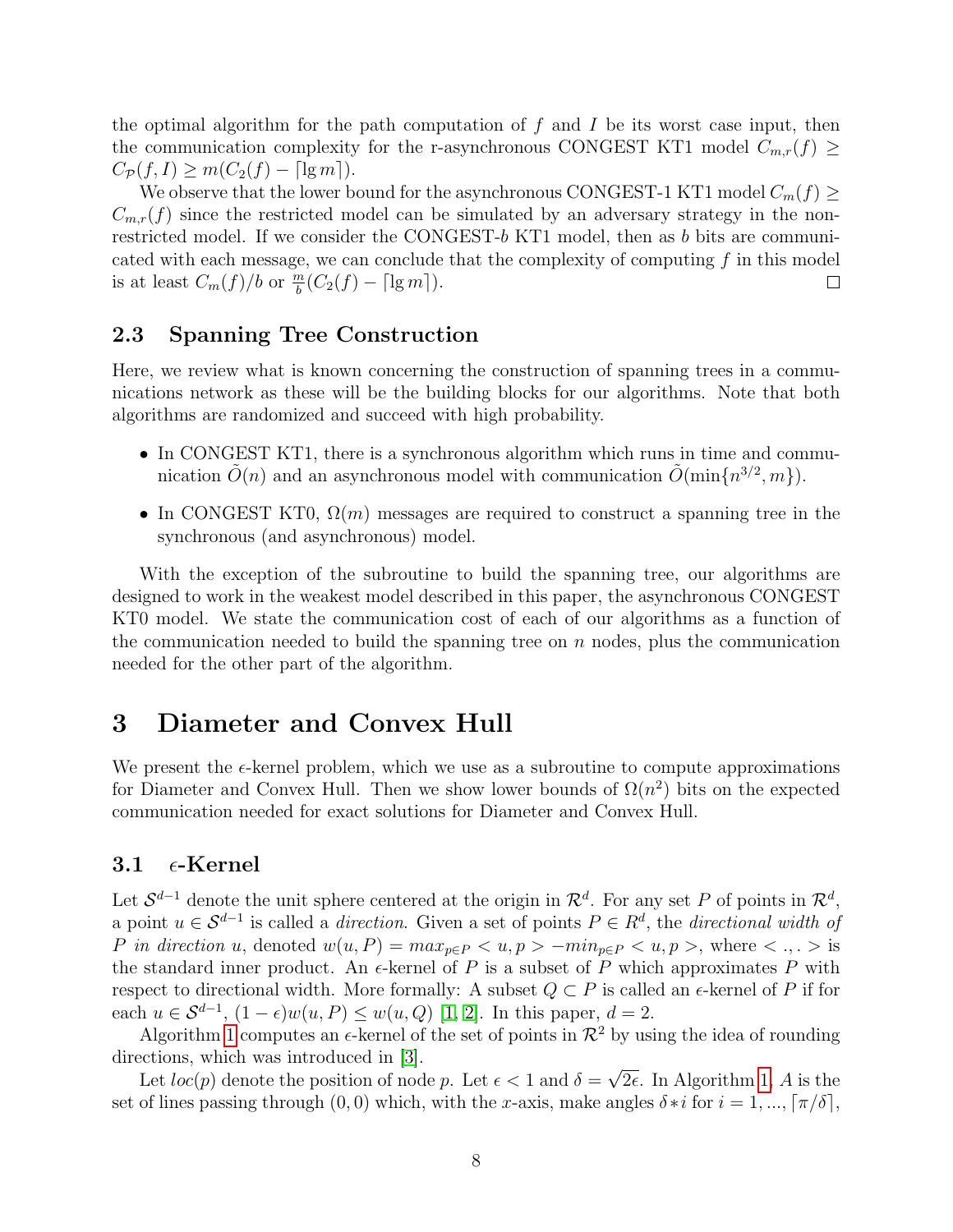the optimal algorithm for the path computation of $f$ and $I$ be its worst case input, then the communication complexity for the r-asynchronous CONGEST KT1 model $C_{m,r}(f) \geq C_{\mathcal{P}}(f, I) \geq m(C_2(f) - \lceil \lg m \rceil)$.

We observe that the lower bound for the asynchronous CONGEST-1 KT1 model $C_m(f) \geq C_{m,r}(f)$ since the restricted model can be simulated by an adversary strategy in the non-restricted model. If we consider the CONGEST-$b$ KT1 model, then as $b$ bits are communicated with each message, we can conclude that the complexity of computing $f$ in this model is at least $C_m(f)/b$ or $\frac{m}{b}(C_2(f) - \lceil \lg m \rceil)$. □

## 2.3 Spanning Tree Construction

Here, we review what is known concerning the construction of spanning trees in a communications network as these will be the building blocks for our algorithms. Note that both algorithms are randomized and succeed with high probability.

- In CONGEST KT1, there is a synchronous algorithm which runs in time and communication $\tilde{O}(n)$ and an asynchronous model with communication $\tilde{O}(\min\{n^{3/2}, m\})$.
- In CONGEST KT0, $\Omega(m)$ messages are required to construct a spanning tree in the synchronous (and asynchronous) model.

With the exception of the subroutine to build the spanning tree, our algorithms are designed to work in the weakest model described in this paper, the asynchronous CONGEST KT0 model. We state the communication cost of each of our algorithms as a function of the communication needed to build the spanning tree on $n$ nodes, plus the communication needed for the other part of the algorithm.

# 3 Diameter and Convex Hull

We present the $\epsilon$-kernel problem, which we use as a subroutine to compute approximations for Diameter and Convex Hull. Then we show lower bounds of $\Omega(n^2)$ bits on the expected communication needed for exact solutions for Diameter and Convex Hull.

## 3.1 $\epsilon$-Kernel

Let $\mathcal{S}^{d-1}$ denote the unit sphere centered at the origin in $\mathcal{R}^d$. For any set $P$ of points in $\mathcal{R}^d$, a point $u \in \mathcal{S}^{d-1}$ is called a *direction*. Given a set of points $P \in R^d$, the *directional width of $P$ in direction $u$*, denoted $w(u, P) = max_{p \in P} < u, p > -min_{p \in P} < u, p >$, where $< .,. >$ is the standard inner product. An $\epsilon$-kernel of $P$ is a subset of $P$ which approximates $P$ with respect to directional width. More formally: A subset $Q \subset P$ is called an $\epsilon$-kernel of $P$ if for each $u \in \mathcal{S}^{d-1}$, $(1-\epsilon)w(u, P) \leq w(u, Q)$ [1, 2]. In this paper, $d = 2$.

Algorithm 1 computes an $\epsilon$-kernel of the set of points in $\mathcal{R}^2$ by using the idea of rounding directions, which was introduced in [3].

Let $loc(p)$ denote the position of node $p$. Let $\epsilon < 1$ and $\delta = \sqrt{2\epsilon}$. In Algorithm 1, $A$ is the set of lines passing through $(0, 0)$ which, with the $x$-axis, make angles $\delta * i$ for $i = 1, ..., \lceil \pi/\delta \rceil$,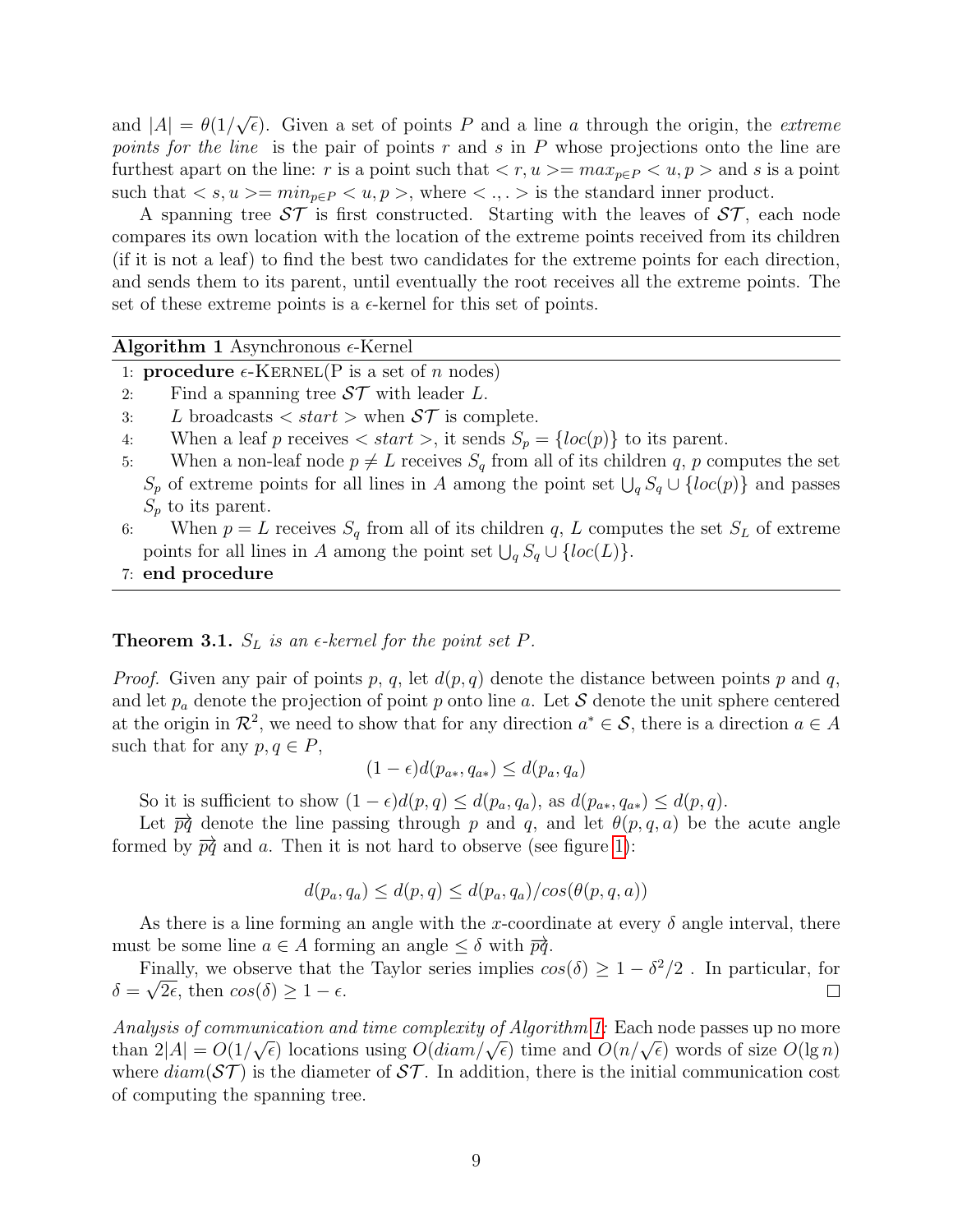and $|A| = \theta(1/\sqrt{\epsilon})$. Given a set of points $P$ and a line $a$ through the origin, the *extreme points for the line* is the pair of points $r$ and $s$ in $P$ whose projections onto the line are furthest apart on the line: $r$ is a point such that $< r, u >= max_{p \in P} < u, p >$ and $s$ is a point such that $< s, u >= min_{p \in P} < u, p >$, where $< ., . >$ is the standard inner product.

A spanning tree $\mathcal{ST}$ is first constructed. Starting with the leaves of $\mathcal{ST}$, each node compares its own location with the location of the extreme points received from its children (if it is not a leaf) to find the best two candidates for the extreme points for each direction, and sends them to its parent, until eventually the root receives all the extreme points. The set of these extreme points is a $\epsilon$-kernel for this set of points.

**Algorithm 1** Asynchronous $\epsilon$-Kernel

1: **procedure** $\epsilon$-KERNEL(P is a set of $n$ nodes)
2: Find a spanning tree $\mathcal{ST}$ with leader $L$.
3: $L$ broadcasts $< start >$ when $\mathcal{ST}$ is complete.
4: When a leaf $p$ receives $< start >$, it sends $S_p = \{loc(p)\}$ to its parent.
5: When a non-leaf node $p \neq L$ receives $S_q$ from all of its children $q$, $p$ computes the set $S_p$ of extreme points for all lines in $A$ among the point set $\bigcup_q S_q \cup \{loc(p)\}$ and passes $S_p$ to its parent.
6: When $p = L$ receives $S_q$ from all of its children $q$, $L$ computes the set $S_L$ of extreme points for all lines in $A$ among the point set $\bigcup_q S_q \cup \{loc(L)\}$.
7: **end procedure**

**Theorem 3.1.** *$S_L$ is an $\epsilon$-kernel for the point set $P$.*

*Proof.* Given any pair of points $p$, $q$, let $d(p, q)$ denote the distance between points $p$ and $q$, and let $p_a$ denote the projection of point $p$ onto line $a$. Let $\mathcal{S}$ denote the unit sphere centered at the origin in $\mathcal{R}^2$, we need to show that for any direction $a^* \in \mathcal{S}$, there is a direction $a \in A$ such that for any $p, q \in P$,

$$(1 - \epsilon) d(p_{a*}, q_{a*}) \leq d(p_a, q_a)$$

So it is sufficient to show $(1 - \epsilon) d(p, q) \leq d(p_a, q_a)$, as $d(p_{a*}, q_{a*}) \leq d(p, q)$.

Let $\overrightarrow{pq}$ denote the line passing through $p$ and $q$, and let $\theta(p, q, a)$ be the acute angle formed by $\overrightarrow{pq}$ and $a$. Then it is not hard to observe (see figure 1):

$$d(p_a, q_a) \leq d(p, q) \leq d(p_a, q_a)/cos(\theta(p, q, a))$$

As there is a line forming an angle with the $x$-coordinate at every $\delta$ angle interval, there must be some line $a \in A$ forming an angle $\leq \delta$ with $\overrightarrow{pq}$.

Finally, we observe that the Taylor series implies $cos(\delta) \geq 1 - \delta^2/2$ . In particular, for $\delta = \sqrt{2\epsilon}$, then $cos(\delta) \geq 1 - \epsilon$. □

*Analysis of communication and time complexity of Algorithm 1*: Each node passes up no more than $2|A| = O(1/\sqrt{\epsilon})$ locations using $O(diam/\sqrt{\epsilon})$ time and $O(n/\sqrt{\epsilon})$ words of size $O(\lg n)$ where $diam(\mathcal{ST})$ is the diameter of $\mathcal{ST}$. In addition, there is the initial communication cost of computing the spanning tree.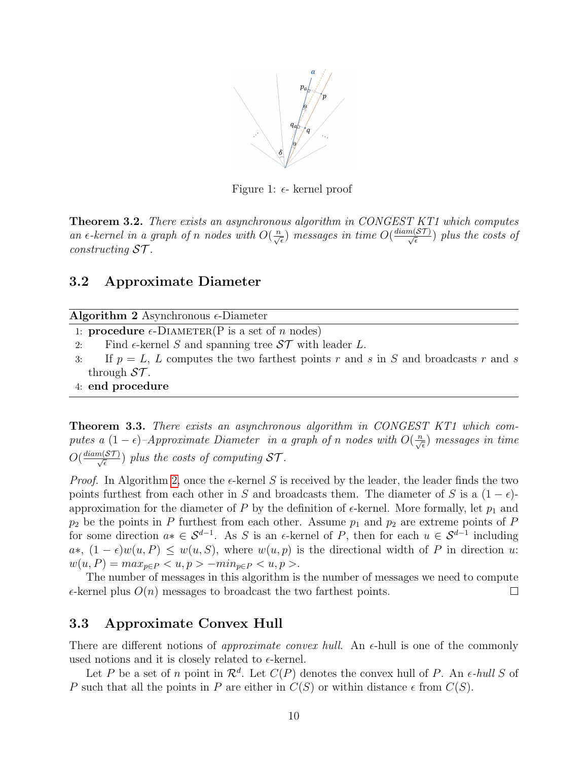Figure 1: $\epsilon$- kernel proof

**Theorem 3.2.** *There exists an asynchronous algorithm in CONGEST KT1 which computes an $\epsilon$-kernel in a graph of $n$ nodes with $O(\frac{n}{\sqrt{\epsilon}})$ messages in time $O(\frac{diam(\mathcal{ST})}{\sqrt{\epsilon}})$ plus the costs of constructing $\mathcal{ST}$.*

## 3.2 Approximate Diameter

**Algorithm 2** Asynchronous $\epsilon$-Diameter

```
1: procedure ε-DIAMETER(P is a set of n nodes)
2:     Find ε-kernel S and spanning tree ST with leader L.
3:     If p = L, L computes the two farthest points r and s in S and broadcasts r and s
       through ST.
4: end procedure
```

**Theorem 3.3.** *There exists an asynchronous algorithm in CONGEST KT1 which computes a $(1-\epsilon)$–Approximate Diameter in a graph of $n$ nodes with $O(\frac{n}{\sqrt{\epsilon}})$ messages in time $O(\frac{diam(\mathcal{ST})}{\sqrt{\epsilon}})$ plus the costs of computing $\mathcal{ST}$.*

*Proof.* In Algorithm 2, once the $\epsilon$-kernel $S$ is received by the leader, the leader finds the two points furthest from each other in $S$ and broadcasts them. The diameter of $S$ is a $(1-\epsilon)$-approximation for the diameter of $P$ by the definition of $\epsilon$-kernel. More formally, let $p_1$ and $p_2$ be the points in $P$ furthest from each other. Assume $p_1$ and $p_2$ are extreme points of $P$ for some direction $a* \in \mathcal{S}^{d-1}$. As $S$ is an $\epsilon$-kernel of $P$, then for each $u \in \mathcal{S}^{d-1}$ including $a*$, $(1-\epsilon)w(u,P) \leq w(u,S)$, where $w(u,p)$ is the directional width of $P$ in direction $u$: $w(u,P) = max_{p \in P} < u, p > -min_{p \in P} < u, p >$.

The number of messages in this algorithm is the number of messages we need to compute $\epsilon$-kernel plus $O(n)$ messages to broadcast the two farthest points. □

## 3.3 Approximate Convex Hull

There are different notions of *approximate convex hull*. An $\epsilon$-hull is one of the commonly used notions and it is closely related to $\epsilon$-kernel.

Let $P$ be a set of $n$ point in $\mathcal{R}^d$. Let $C(P)$ denotes the convex hull of $P$. An *$\epsilon$-hull* $S$ of $P$ such that all the points in $P$ are either in $C(S)$ or within distance $\epsilon$ from $C(S)$.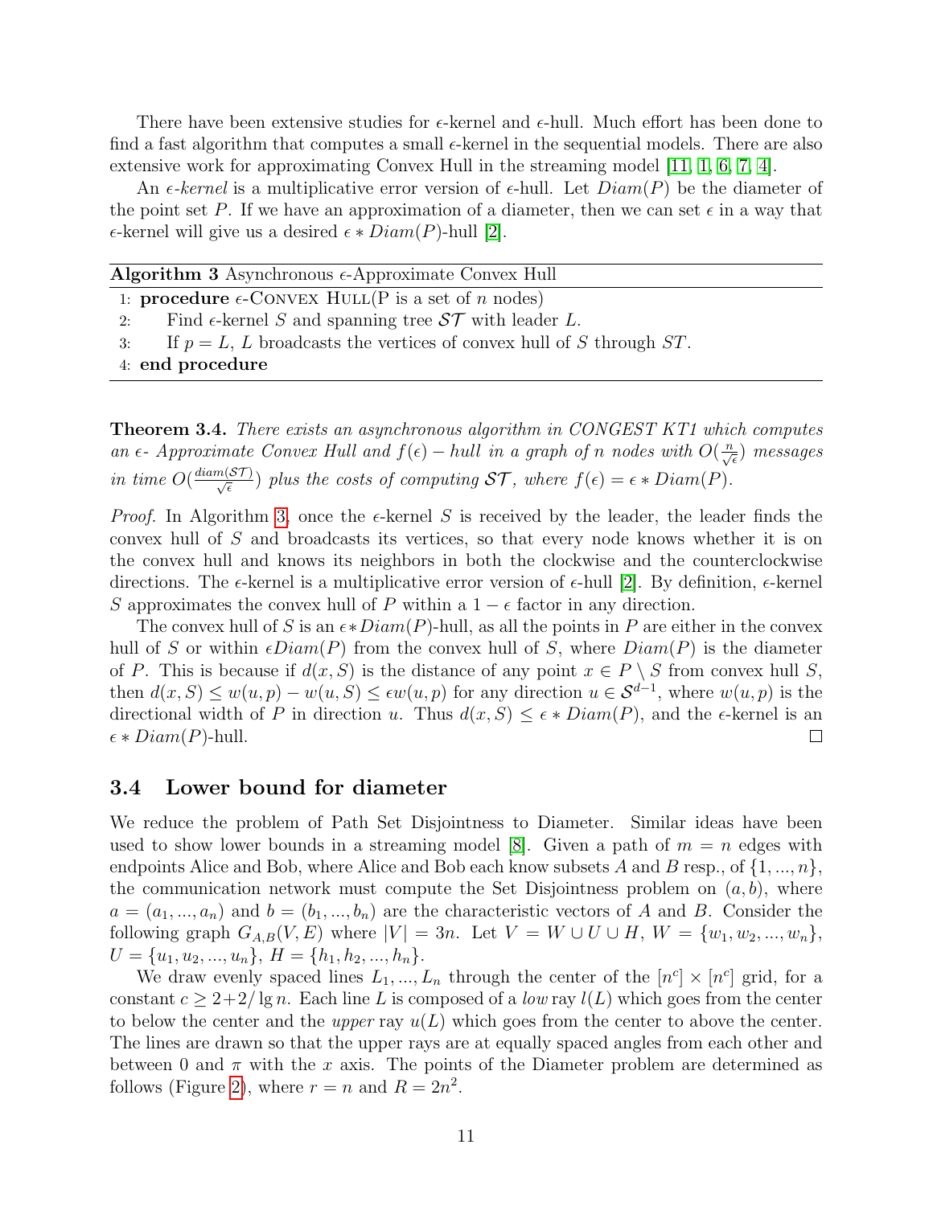There have been extensive studies for $\epsilon$-kernel and $\epsilon$-hull. Much effort has been done to find a fast algorithm that computes a small $\epsilon$-kernel in the sequential models. There are also extensive work for approximating Convex Hull in the streaming model [11, 1, 6, 7, 4].

An *$\epsilon$-kernel* is a multiplicative error version of $\epsilon$-hull. Let $Diam(P)$ be the diameter of the point set $P$. If we have an approximation of a diameter, then we can set $\epsilon$ in a way that $\epsilon$-kernel will give us a desired $\epsilon * Diam(P)$-hull [2].

**Algorithm 3** Asynchronous $\epsilon$-Approximate Convex Hull

```
1: procedure ε-CONVEX HULL(P is a set of n nodes)
2:     Find ε-kernel S and spanning tree ST with leader L.
3:     If p = L, L broadcasts the vertices of convex hull of S through ST.
4: end procedure
```

**Theorem 3.4.** *There exists an asynchronous algorithm in CONGEST KT1 which computes an $\epsilon$- Approximate Convex Hull and $f(\epsilon) - hull$ in a graph of $n$ nodes with $O(\frac{n}{\sqrt{\epsilon}})$ messages in time $O(\frac{diam(\mathcal{ST})}{\sqrt{\epsilon}})$ plus the costs of computing $\mathcal{ST}$, where $f(\epsilon) = \epsilon * Diam(P)$.*

*Proof.* In Algorithm 3, once the $\epsilon$-kernel $S$ is received by the leader, the leader finds the convex hull of $S$ and broadcasts its vertices, so that every node knows whether it is on the convex hull and knows its neighbors in both the clockwise and the counterclockwise directions. The $\epsilon$-kernel is a multiplicative error version of $\epsilon$-hull [2]. By definition, $\epsilon$-kernel $S$ approximates the convex hull of $P$ within a $1 - \epsilon$ factor in any direction.

The convex hull of $S$ is an $\epsilon * Diam(P)$-hull, as all the points in $P$ are either in the convex hull of $S$ or within $\epsilon Diam(P)$ from the convex hull of $S$, where $Diam(P)$ is the diameter of $P$. This is because if $d(x, S)$ is the distance of any point $x \in P \setminus S$ from convex hull $S$, then $d(x, S) \leq w(u, p) - w(u, S) \leq \epsilon w(u, p)$ for any direction $u \in \mathcal{S}^{d-1}$, where $w(u, p)$ is the directional width of $P$ in direction $u$. Thus $d(x, S) \leq \epsilon * Diam(P)$, and the $\epsilon$-kernel is an $\epsilon * Diam(P)$-hull. $\square$

### 3.4 Lower bound for diameter

We reduce the problem of Path Set Disjointness to Diameter. Similar ideas have been used to show lower bounds in a streaming model [8]. Given a path of $m = n$ edges with endpoints Alice and Bob, where Alice and Bob each know subsets $A$ and $B$ resp., of $\{1, ..., n\}$, the communication network must compute the Set Disjointness problem on $(a, b)$, where $a = (a_1, ..., a_n)$ and $b = (b_1, ..., b_n)$ are the characteristic vectors of $A$ and $B$. Consider the following graph $G_{A,B}(V, E)$ where $|V| = 3n$. Let $V = W \cup U \cup H$, $W = \{w_1, w_2, ..., w_n\}$, $U = \{u_1, u_2, ..., u_n\}$, $H = \{h_1, h_2, ..., h_n\}$.

We draw evenly spaced lines $L_1, ..., L_n$ through the center of the $[n^c] \times [n^c]$ grid, for a constant $c \geq 2 + 2/\lg n$. Each line $L$ is composed of a *low* ray $l(L)$ which goes from the center to below the center and the *upper* ray $u(L)$ which goes from the center to above the center. The lines are drawn so that the upper rays are at equally spaced angles from each other and between 0 and $\pi$ with the $x$ axis. The points of the Diameter problem are determined as follows (Figure 2), where $r = n$ and $R = 2n^2$.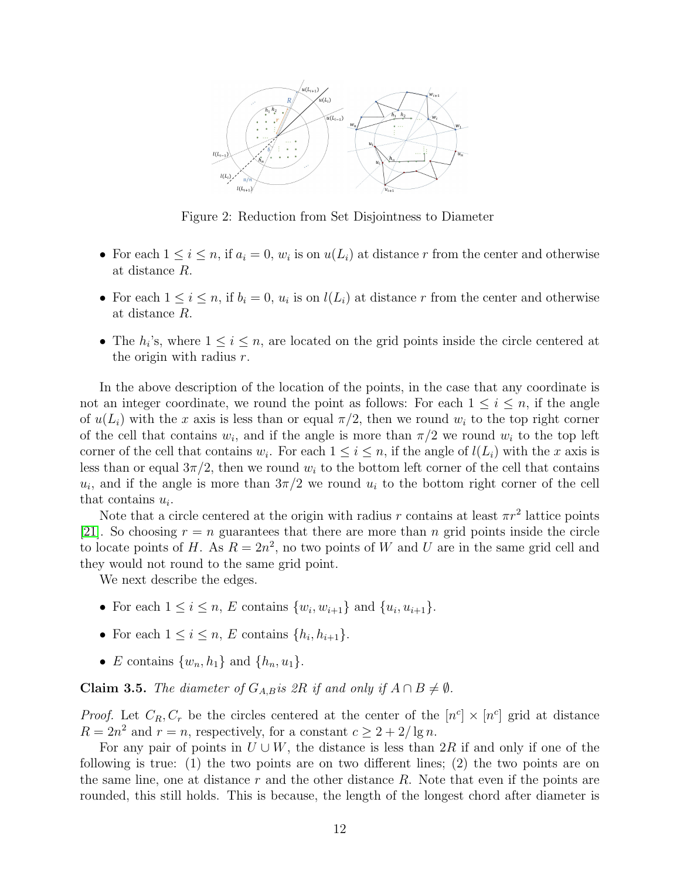Figure 2: Reduction from Set Disjointness to Diameter

- For each $1 \leq i \leq n$, if $a_i = 0$, $w_i$ is on $u(L_i)$ at distance $r$ from the center and otherwise at distance $R$.
- For each $1 \leq i \leq n$, if $b_i = 0$, $u_i$ is on $l(L_i)$ at distance $r$ from the center and otherwise at distance $R$.
- The $h_i$'s, where $1 \leq i \leq n$, are located on the grid points inside the circle centered at the origin with radius $r$.

In the above description of the location of the points, in the case that any coordinate is not an integer coordinate, we round the point as follows: For each $1 \leq i \leq n$, if the angle of $u(L_i)$ with the $x$ axis is less than or equal $\pi/2$, then we round $w_i$ to the top right corner of the cell that contains $w_i$, and if the angle is more than $\pi/2$ we round $w_i$ to the top left corner of the cell that contains $w_i$. For each $1 \leq i \leq n$, if the angle of $l(L_i)$ with the $x$ axis is less than or equal $3\pi/2$, then we round $w_i$ to the bottom left corner of the cell that contains $u_i$, and if the angle is more than $3\pi/2$ we round $u_i$ to the bottom right corner of the cell that contains $u_i$.

Note that a circle centered at the origin with radius $r$ contains at least $\pi r^2$ lattice points [21]. So choosing $r = n$ guarantees that there are more than $n$ grid points inside the circle to locate points of $H$. As $R = 2n^2$, no two points of $W$ and $U$ are in the same grid cell and they would not round to the same grid point.

We next describe the edges.

- For each $1 \leq i \leq n$, $E$ contains $\{w_i, w_{i+1}\}$ and $\{u_i, u_{i+1}\}$.
- For each $1 \leq i \leq n$, $E$ contains $\{h_i, h_{i+1}\}$.
- $E$ contains $\{w_n, h_1\}$ and $\{h_n, u_1\}$.

**Claim 3.5.** *The diameter of $G_{A,B}$ is $2R$ if and only if $A \cap B \neq \emptyset$.*

*Proof.* Let $C_R, C_r$ be the circles centered at the center of the $[n^c] \times [n^c]$ grid at distance $R = 2n^2$ and $r = n$, respectively, for a constant $c \geq 2 + 2/\lg n$.

For any pair of points in $U \cup W$, the distance is less than $2R$ if and only if one of the following is true: (1) the two points are on two different lines; (2) the two points are on the same line, one at distance $r$ and the other distance $R$. Note that even if the points are rounded, this still holds. This is because, the length of the longest chord after diameter is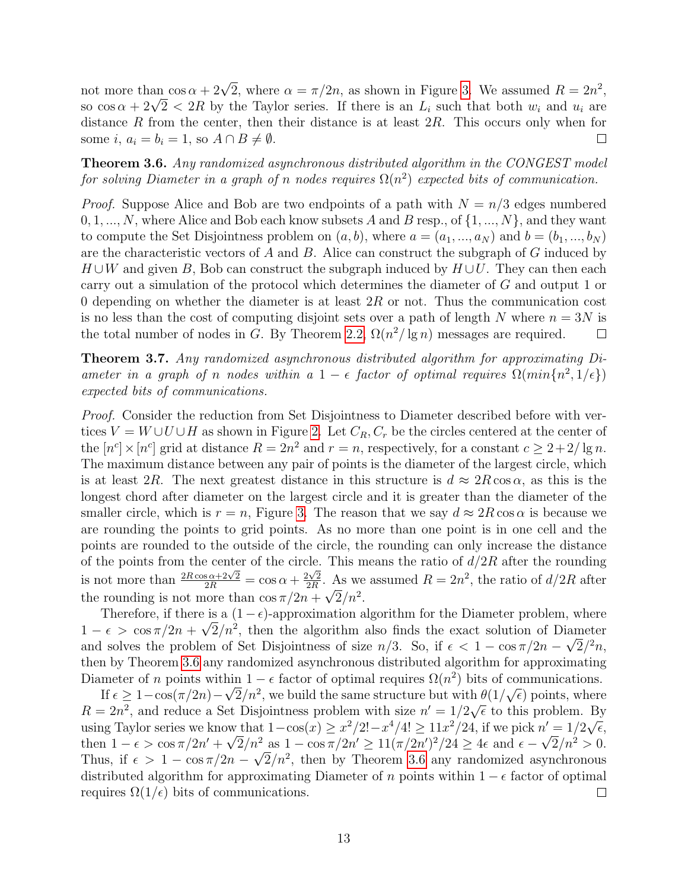not more than $\cos\alpha + 2\sqrt{2}$, where $\alpha = \pi/2n$, as shown in Figure 3. We assumed $R = 2n^2$, so $\cos\alpha + 2\sqrt{2} < 2R$ by the Taylor series. If there is an $L_i$ such that both $w_i$ and $u_i$ are distance $R$ from the center, then their distance is at least $2R$. This occurs only when for some $i$, $a_i = b_i = 1$, so $A \cap B \neq \emptyset$. ☐

**Theorem 3.6.** *Any randomized asynchronous distributed algorithm in the CONGEST model for solving Diameter in a graph of $n$ nodes requires $\Omega(n^2)$ expected bits of communication.*

*Proof.* Suppose Alice and Bob are two endpoints of a path with $N = n/3$ edges numbered $0, 1, ..., N$, where Alice and Bob each know subsets $A$ and $B$ resp., of $\{1, ..., N\}$, and they want to compute the Set Disjointness problem on $(a, b)$, where $a = (a_1, ..., a_N)$ and $b = (b_1, ..., b_N)$ are the characteristic vectors of $A$ and $B$. Alice can construct the subgraph of $G$ induced by $H \cup W$ and given $B$, Bob can construct the subgraph induced by $H \cup U$. They can then each carry out a simulation of the protocol which determines the diameter of $G$ and output 1 or 0 depending on whether the diameter is at least $2R$ or not. Thus the communication cost is no less than the cost of computing disjoint sets over a path of length $N$ where $n = 3N$ is the total number of nodes in $G$. By Theorem 2.2, $\Omega(n^2/\lg n)$ messages are required. ☐

**Theorem 3.7.** *Any randomized asynchronous distributed algorithm for approximating Diameter in a graph of $n$ nodes within a $1-\epsilon$ factor of optimal requires $\Omega(min\{n^2, 1/\epsilon\})$ expected bits of communications.*

*Proof.* Consider the reduction from Set Disjointness to Diameter described before with vertices $V = W \cup U \cup H$ as shown in Figure 2. Let $C_R, C_r$ be the circles centered at the center of the $[n^c] \times [n^c]$ grid at distance $R = 2n^2$ and $r = n$, respectively, for a constant $c \geq 2 + 2/\lg n$. The maximum distance between any pair of points is the diameter of the largest circle, which is at least $2R$. The next greatest distance in this structure is $d \approx 2R\cos\alpha$, as this is the longest chord after diameter on the largest circle and it is greater than the diameter of the smaller circle, which is $r = n$, Figure 3. The reason that we say $d \approx 2R\cos\alpha$ is because we are rounding the points to grid points. As no more than one point is in one cell and the points are rounded to the outside of the circle, the rounding can only increase the distance of the points from the center of the circle. This means the ratio of $d/2R$ after the rounding is not more than $\frac{2R\cos\alpha + 2\sqrt{2}}{2R} = \cos\alpha + \frac{2\sqrt{2}}{2R}$. As we assumed $R = 2n^2$, the ratio of $d/2R$ after the rounding is not more than $\cos\pi/2n + \sqrt{2}/n^2$.

Therefore, if there is a $(1-\epsilon)$-approximation algorithm for the Diameter problem, where $1 - \epsilon > \cos\pi/2n + \sqrt{2}/n^2$, then the algorithm also finds the exact solution of Diameter and solves the problem of Set Disjointness of size $n/3$. So, if $\epsilon < 1 - \cos\pi/2n - \sqrt{2}/^2n$, then by Theorem 3.6 any randomized asynchronous distributed algorithm for approximating Diameter of $n$ points within $1-\epsilon$ factor of optimal requires $\Omega(n^2)$ bits of communications.

If $\epsilon \geq 1 - \cos(\pi/2n) - \sqrt{2}/n^2$, we build the same structure but with $\theta(1/\sqrt{\epsilon})$ points, where $R = 2n^2$, and reduce a Set Disjointness problem with size $n' = 1/2\sqrt{\epsilon}$ to this problem. By using Taylor series we know that $1 - \cos(x) \geq x^2/2! - x^4/4! \geq 11x^2/24$, if we pick $n' = 1/2\sqrt{\epsilon}$, then $1 - \epsilon > \cos\pi/2n' + \sqrt{2}/n^2$ as $1 - \cos\pi/2n' \geq 11(\pi/2n')^2/24 \geq 4\epsilon$ and $\epsilon - \sqrt{2}/n^2 > 0$. Thus, if $\epsilon > 1 - \cos\pi/2n - \sqrt{2}/n^2$, then by Theorem 3.6 any randomized asynchronous distributed algorithm for approximating Diameter of $n$ points within $1-\epsilon$ factor of optimal requires $\Omega(1/\epsilon)$ bits of communications. ☐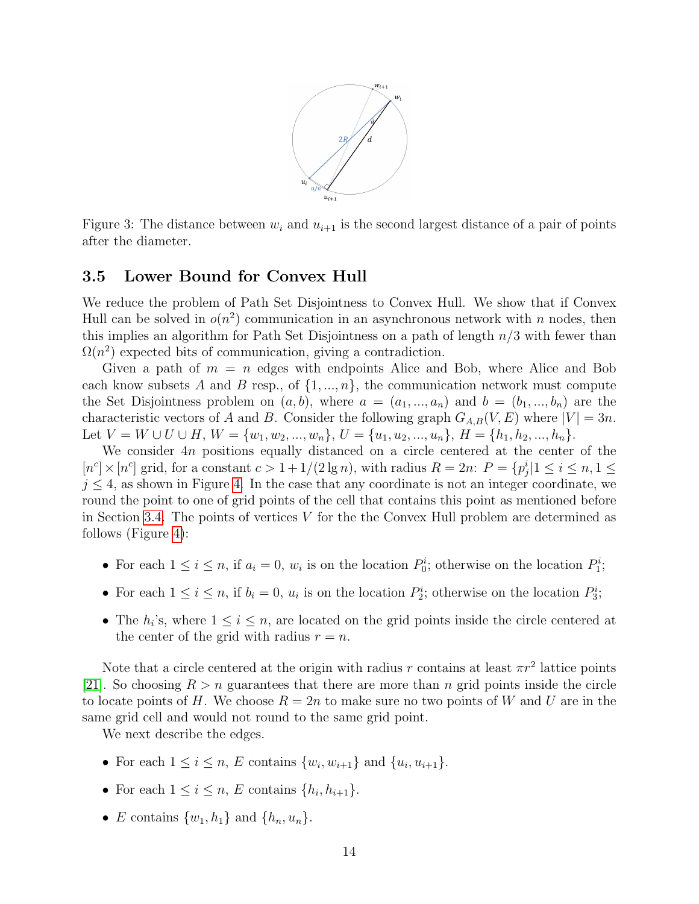Figure 3: The distance between $w_i$ and $u_{i+1}$ is the second largest distance of a pair of points after the diameter.

### 3.5 Lower Bound for Convex Hull

We reduce the problem of Path Set Disjointness to Convex Hull. We show that if Convex Hull can be solved in $o(n^2)$ communication in an asynchronous network with $n$ nodes, then this implies an algorithm for Path Set Disjointness on a path of length $n/3$ with fewer than $\Omega(n^2)$ expected bits of communication, giving a contradiction.

Given a path of $m = n$ edges with endpoints Alice and Bob, where Alice and Bob each know subsets $A$ and $B$ resp., of $\{1, ..., n\}$, the communication network must compute the Set Disjointness problem on $(a, b)$, where $a = (a_1, ..., a_n)$ and $b = (b_1, ..., b_n)$ are the characteristic vectors of $A$ and $B$. Consider the following graph $G_{A,B}(V, E)$ where $|V| = 3n$. Let $V = W \cup U \cup H$, $W = \{w_1, w_2, ..., w_n\}$, $U = \{u_1, u_2, ..., u_n\}$, $H = \{h_1, h_2, ..., h_n\}$.

We consider $4n$ positions equally distanced on a circle centered at the center of the $[n^c] \times [n^c]$ grid, for a constant $c > 1 + 1/(2 \lg n)$, with radius $R = 2n$: $P = \{p^i_j | 1 \leq i \leq n, 1 \leq j \leq 4$, as shown in Figure 4. In the case that any coordinate is not an integer coordinate, we round the point to one of grid points of the cell that contains this point as mentioned before in Section 3.4. The points of vertices $V$ for the the Convex Hull problem are determined as follows (Figure 4):

- For each $1 \leq i \leq n$, if $a_i = 0$, $w_i$ is on the location $P^i_0$; otherwise on the location $P^i_1$;
- For each $1 \leq i \leq n$, if $b_i = 0$, $u_i$ is on the location $P^i_2$; otherwise on the location $P^i_3$;
- The $h_i$'s, where $1 \leq i \leq n$, are located on the grid points inside the circle centered at the center of the grid with radius $r = n$.

Note that a circle centered at the origin with radius $r$ contains at least $\pi r^2$ lattice points [21]. So choosing $R > n$ guarantees that there are more than $n$ grid points inside the circle to locate points of $H$. We choose $R = 2n$ to make sure no two points of $W$ and $U$ are in the same grid cell and would not round to the same grid point.

We next describe the edges.

- For each $1 \leq i \leq n$, $E$ contains $\{w_i, w_{i+1}\}$ and $\{u_i, u_{i+1}\}$.
- For each $1 \leq i \leq n$, $E$ contains $\{h_i, h_{i+1}\}$.
- $E$ contains $\{w_1, h_1\}$ and $\{h_n, u_n\}$.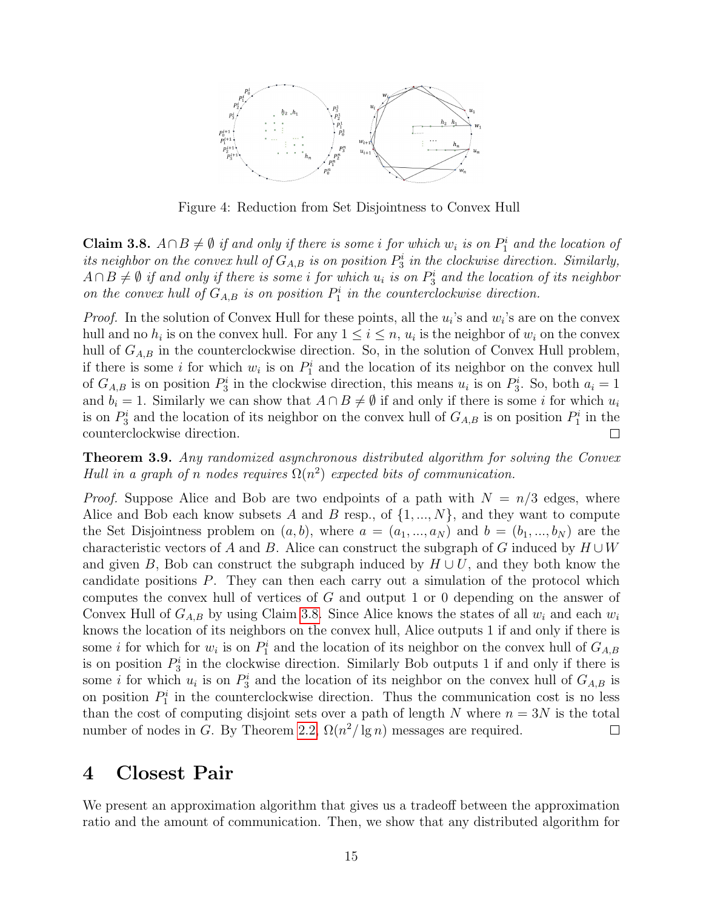Figure 4: Reduction from Set Disjointness to Convex Hull

**Claim 3.8.** *$A \cap B \neq \emptyset$ if and only if there is some $i$ for which $w_i$ is on $P_1^i$ and the location of its neighbor on the convex hull of $G_{A,B}$ is on position $P_3^i$ in the clockwise direction. Similarly, $A \cap B \neq \emptyset$ if and only if there is some $i$ for which $u_i$ is on $P_3^i$ and the location of its neighbor on the convex hull of $G_{A,B}$ is on position $P_1^i$ in the counterclockwise direction.*

*Proof.* In the solution of Convex Hull for these points, all the $u_i$'s and $w_i$'s are on the convex hull and no $h_i$ is on the convex hull. For any $1 \leq i \leq n$, $u_i$ is the neighbor of $w_i$ on the convex hull of $G_{A,B}$ in the counterclockwise direction. So, in the solution of Convex Hull problem, if there is some $i$ for which $w_i$ is on $P_1^i$ and the location of its neighbor on the convex hull of $G_{A,B}$ is on position $P_3^i$ in the clockwise direction, this means $u_i$ is on $P_3^i$. So, both $a_i = 1$ and $b_i = 1$. Similarly we can show that $A \cap B \neq \emptyset$ if and only if there is some $i$ for which $u_i$ is on $P_3^i$ and the location of its neighbor on the convex hull of $G_{A,B}$ is on position $P_1^i$ in the counterclockwise direction. □

**Theorem 3.9.** *Any randomized asynchronous distributed algorithm for solving the Convex Hull in a graph of $n$ nodes requires $\Omega(n^2)$ expected bits of communication.*

*Proof.* Suppose Alice and Bob are two endpoints of a path with $N = n/3$ edges, where Alice and Bob each know subsets $A$ and $B$ resp., of $\{1, ..., N\}$, and they want to compute the Set Disjointness problem on $(a, b)$, where $a = (a_1, ..., a_N)$ and $b = (b_1, ..., b_N)$ are the characteristic vectors of $A$ and $B$. Alice can construct the subgraph of $G$ induced by $H \cup W$ and given $B$, Bob can construct the subgraph induced by $H \cup U$, and they both know the candidate positions $P$. They can then each carry out a simulation of the protocol which computes the convex hull of vertices of $G$ and output 1 or 0 depending on the answer of Convex Hull of $G_{A,B}$ by using Claim 3.8. Since Alice knows the states of all $w_i$ and each $w_i$ knows the location of its neighbors on the convex hull, Alice outputs 1 if and only if there is some $i$ for which for $w_i$ is on $P_1^i$ and the location of its neighbor on the convex hull of $G_{A,B}$ is on position $P_3^i$ in the clockwise direction. Similarly Bob outputs 1 if and only if there is some $i$ for which $u_i$ is on $P_3^i$ and the location of its neighbor on the convex hull of $G_{A,B}$ is on position $P_1^i$ in the counterclockwise direction. Thus the communication cost is no less than the cost of computing disjoint sets over a path of length $N$ where $n = 3N$ is the total number of nodes in $G$. By Theorem 2.2, $\Omega(n^2/\lg n)$ messages are required. □

# 4 Closest Pair

We present an approximation algorithm that gives us a tradeoff between the approximation ratio and the amount of communication. Then, we show that any distributed algorithm for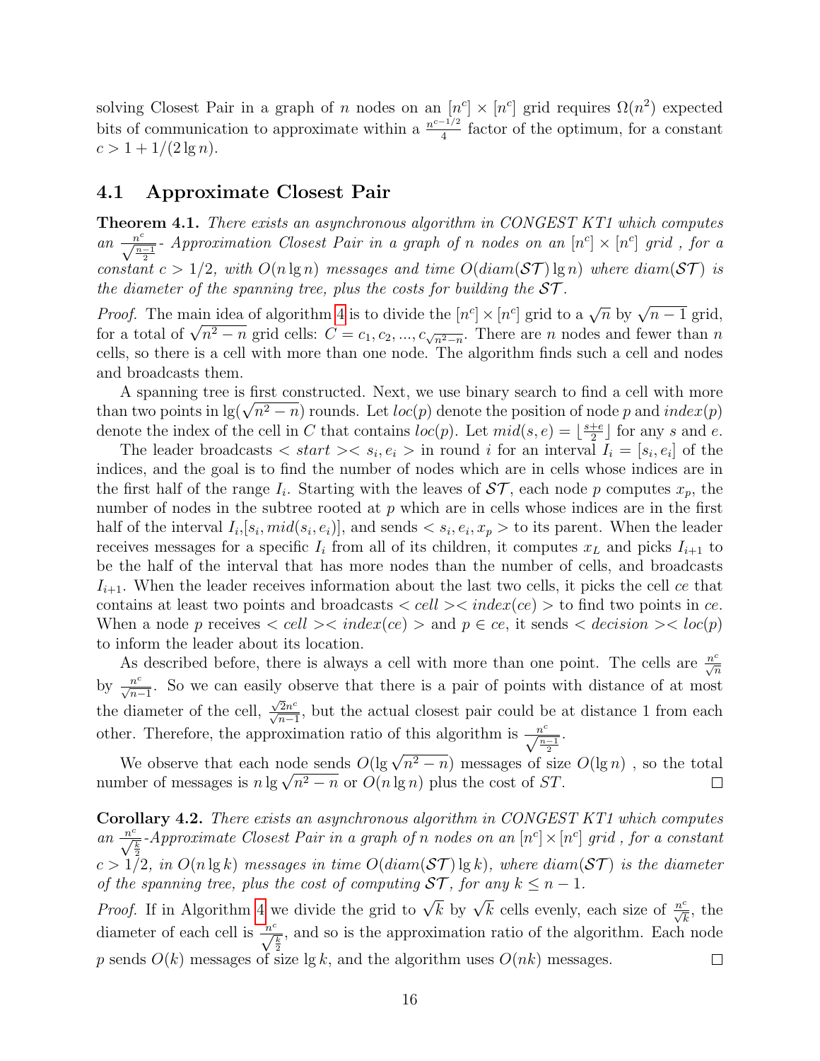solving Closest Pair in a graph of $n$ nodes on an $[n^c] \times [n^c]$ grid requires $\Omega(n^2)$ expected bits of communication to approximate within a $\frac{n^{c-1/2}}{4}$ factor of the optimum, for a constant $c > 1 + 1/(2\lg n)$.

## 4.1 Approximate Closest Pair

**Theorem 4.1.** *There exists an asynchronous algorithm in CONGEST KT1 which computes an $\frac{n^c}{\sqrt{\frac{n-1}{2}}}$- Approximation Closest Pair in a graph of $n$ nodes on an $[n^c] \times [n^c]$ grid , for a constant $c > 1/2$, with $O(n \lg n)$ messages and time $O(diam(\mathcal{ST}) \lg n)$ where $diam(\mathcal{ST})$ is the diameter of the spanning tree, plus the costs for building the $\mathcal{ST}$.*

*Proof.* The main idea of algorithm 4 is to divide the $[n^c] \times [n^c]$ grid to a $\sqrt{n}$ by $\sqrt{n-1}$ grid, for a total of $\sqrt{n^2 - n}$ grid cells: $C = c_1, c_2, ..., c_{\sqrt{n^2-n}}$. There are $n$ nodes and fewer than $n$ cells, so there is a cell with more than one node. The algorithm finds such a cell and nodes and broadcasts them.

A spanning tree is first constructed. Next, we use binary search to find a cell with more than two points in $\lg(\sqrt{n^2 - n})$ rounds. Let $loc(p)$ denote the position of node $p$ and $index(p)$ denote the index of the cell in $C$ that contains $loc(p)$. Let $mid(s, e) = \lfloor \frac{s+e}{2} \rfloor$ for any $s$ and $e$.

The leader broadcasts $< start >< s_i, e_i >$ in round $i$ for an interval $I_i = [s_i, e_i]$ of the indices, and the goal is to find the number of nodes which are in cells whose indices are in the first half of the range $I_i$. Starting with the leaves of $\mathcal{ST}$, each node $p$ computes $x_p$, the number of nodes in the subtree rooted at $p$ which are in cells whose indices are in the first half of the interval $I_i$,$[s_i, mid(s_i, e_i)]$, and sends $< s_i, e_i, x_p >$ to its parent. When the leader receives messages for a specific $I_i$ from all of its children, it computes $x_L$ and picks $I_{i+1}$ to be the half of the interval that has more nodes than the number of cells, and broadcasts $I_{i+1}$. When the leader receives information about the last two cells, it picks the cell $ce$ that contains at least two points and broadcasts $< cell >< index(ce) >$ to find two points in $ce$. When a node $p$ receives $< cell >< index(ce) >$ and $p \in ce$, it sends $< decision >< loc(p)$ to inform the leader about its location.

As described before, there is always a cell with more than one point. The cells are $\frac{n^c}{\sqrt{n}}$ by $\frac{n^c}{\sqrt{n-1}}$. So we can easily observe that there is a pair of points with distance of at most the diameter of the cell, $\frac{\sqrt{2}n^c}{\sqrt{n-1}}$, but the actual closest pair could be at distance 1 from each other. Therefore, the approximation ratio of this algorithm is $\frac{n^c}{\sqrt{\frac{n-1}{2}}}$.

We observe that each node sends $O(\lg \sqrt{n^2 - n})$ messages of size $O(\lg n)$ , so the total number of messages is $n \lg \sqrt{n^2 - n}$ or $O(n \lg n)$ plus the cost of $ST$. ∎

**Corollary 4.2.** *There exists an asynchronous algorithm in CONGEST KT1 which computes an $\frac{n^c}{\sqrt{\frac{k}{2}}}$-Approximate Closest Pair in a graph of $n$ nodes on an $[n^c] \times [n^c]$ grid , for a constant $c > 1/2$, in $O(n \lg k)$ messages in time $O(diam(\mathcal{ST}) \lg k)$, where $diam(\mathcal{ST})$ is the diameter of the spanning tree, plus the cost of computing $\mathcal{ST}$, for any $k \leq n - 1$.*

*Proof.* If in Algorithm 4 we divide the grid to $\sqrt{k}$ by $\sqrt{k}$ cells evenly, each size of $\frac{n^c}{\sqrt{k}}$, the diameter of each cell is $\frac{n^c}{\sqrt{\frac{k}{2}}}$, and so is the approximation ratio of the algorithm. Each node $p$ sends $O(k)$ messages of size $\lg k$, and the algorithm uses $O(nk)$ messages. ∎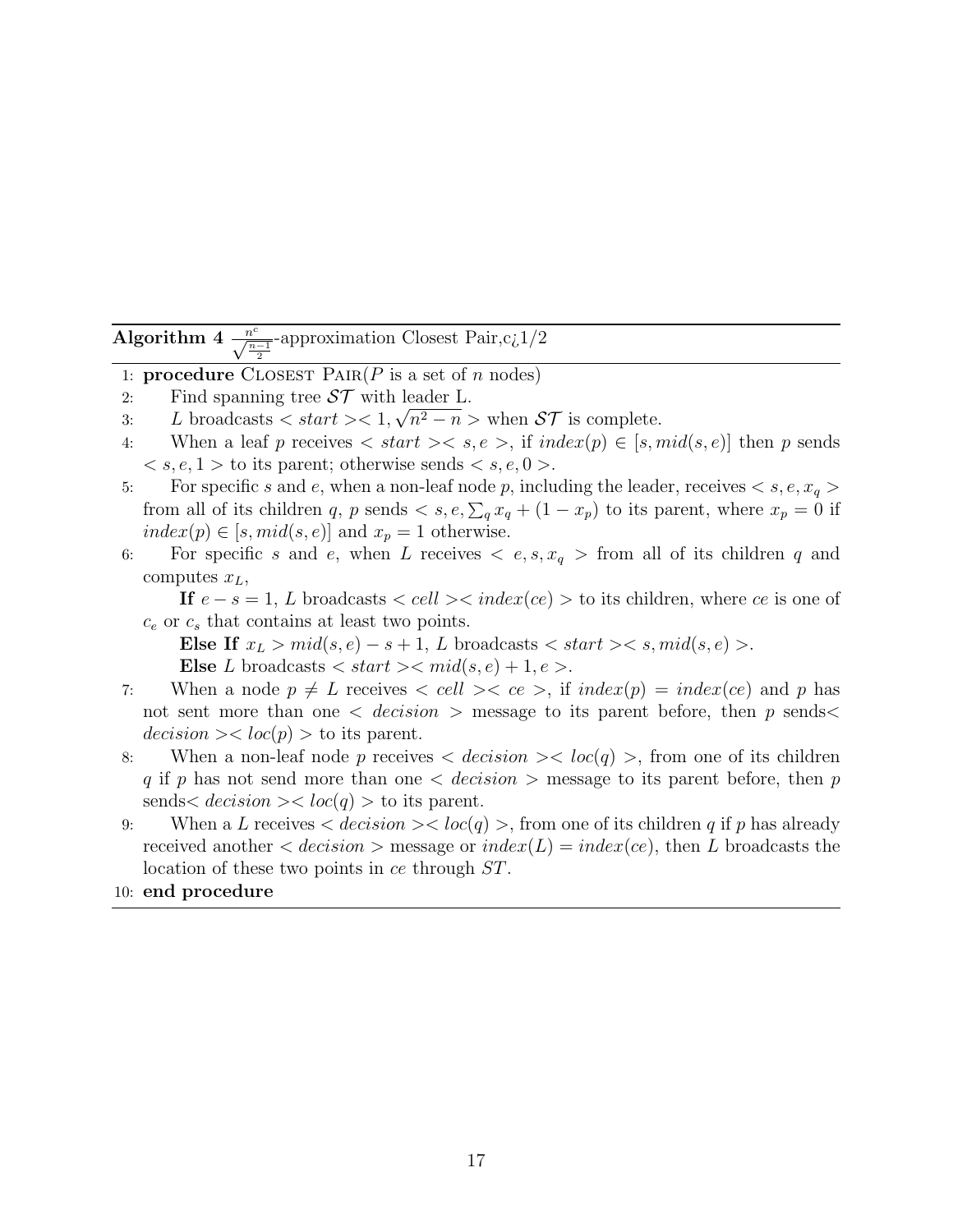**Algorithm 4** $\frac{n^c}{\sqrt{\frac{n-1}{2}}}$-approximation Closest Pair,c¿1/2

1: **procedure** CLOSEST PAIR($P$ is a set of $n$ nodes)

2: Find spanning tree $\mathcal{ST}$ with leader L.

3: $L$ broadcasts $< start >< 1, \sqrt{n^2 - n} >$ when $\mathcal{ST}$ is complete.

4: When a leaf $p$ receives $< start >< s, e >$, if $index(p) \in [s, mid(s, e)]$ then $p$ sends $< s, e, 1 >$ to its parent; otherwise sends $< s, e, 0 >$.

5: For specific $s$ and $e$, when a non-leaf node $p$, including the leader, receives $< s, e, x_q >$ from all of its children $q$, $p$ sends $< s, e, \sum_q x_q + (1 - x_p)$ to its parent, where $x_p = 0$ if $index(p) \in [s, mid(s, e)]$ and $x_p = 1$ otherwise.

6: For specific $s$ and $e$, when $L$ receives $< e, s, x_q >$ from all of its children $q$ and computes $x_L$,

  **If** $e - s = 1$, $L$ broadcasts $< cell >< index(ce) >$ to its children, where $ce$ is one of $c_e$ or $c_s$ that contains at least two points.

  **Else If** $x_L > mid(s, e) - s + 1$, $L$ broadcasts $< start >< s, mid(s, e) >$.

  **Else** $L$ broadcasts $< start >< mid(s, e) + 1, e >$.

7: When a node $p \neq L$ receives $< cell >< ce >$, if $index(p) = index(ce)$ and $p$ has not sent more than one $< decision >$ message to its parent before, then $p$ sends$< decision >< loc(p) >$ to its parent.

8: When a non-leaf node $p$ receives $< decision >< loc(q) >$, from one of its children $q$ if $p$ has not send more than one $< decision >$ message to its parent before, then $p$ sends$< decision >< loc(q) >$ to its parent.

9: When a $L$ receives $< decision >< loc(q) >$, from one of its children $q$ if $p$ has already received another $< decision >$ message or $index(L) = index(ce)$, then $L$ broadcasts the location of these two points in $ce$ through $ST$.

10: **end procedure**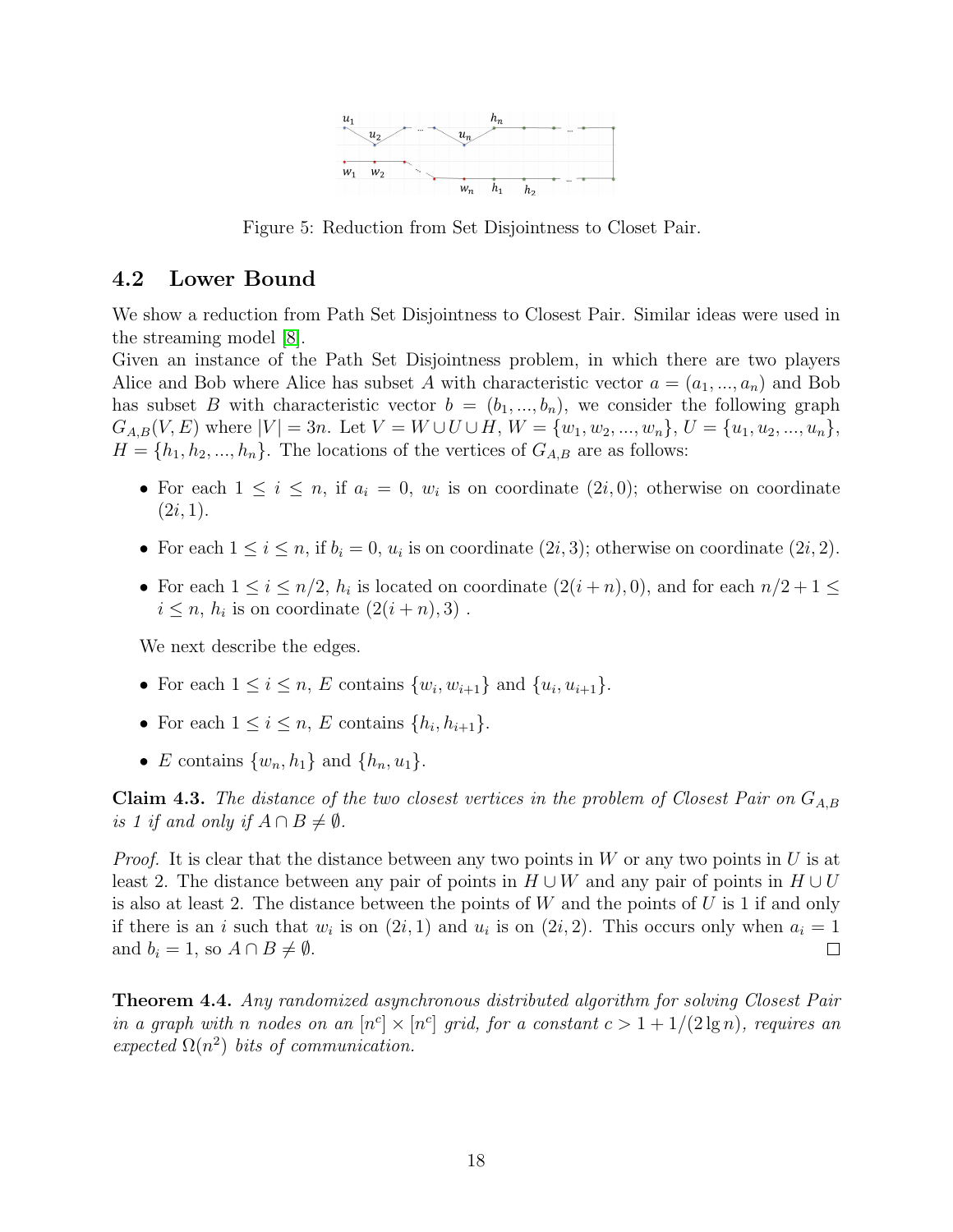Figure 5: Reduction from Set Disjointness to Closet Pair.

## 4.2 Lower Bound

We show a reduction from Path Set Disjointness to Closest Pair. Similar ideas were used in the streaming model [8].

Given an instance of the Path Set Disjointness problem, in which there are two players Alice and Bob where Alice has subset $A$ with characteristic vector $a = (a_1, ..., a_n)$ and Bob has subset $B$ with characteristic vector $b = (b_1, ..., b_n)$, we consider the following graph $G_{A,B}(V, E)$ where $|V| = 3n$. Let $V = W \cup U \cup H$, $W = \{w_1, w_2, ..., w_n\}$, $U = \{u_1, u_2, ..., u_n\}$, $H = \{h_1, h_2, ..., h_n\}$. The locations of the vertices of $G_{A,B}$ are as follows:

- For each $1 \leq i \leq n$, if $a_i = 0$, $w_i$ is on coordinate $(2i, 0)$; otherwise on coordinate $(2i, 1)$.
- For each $1 \leq i \leq n$, if $b_i = 0$, $u_i$ is on coordinate $(2i, 3)$; otherwise on coordinate $(2i, 2)$.
- For each $1 \leq i \leq n/2$, $h_i$ is located on coordinate $(2(i+n), 0)$, and for each $n/2+1 \leq i \leq n$, $h_i$ is on coordinate $(2(i+n), 3)$ .

We next describe the edges.

- For each $1 \leq i \leq n$, $E$ contains $\{w_i, w_{i+1}\}$ and $\{u_i, u_{i+1}\}$.
- For each $1 \leq i \leq n$, $E$ contains $\{h_i, h_{i+1}\}$.
- $E$ contains $\{w_n, h_1\}$ and $\{h_n, u_1\}$.

**Claim 4.3.** *The distance of the two closest vertices in the problem of Closest Pair on $G_{A,B}$ is 1 if and only if $A \cap B \neq \emptyset$.*

*Proof.* It is clear that the distance between any two points in $W$ or any two points in $U$ is at least 2. The distance between any pair of points in $H \cup W$ and any pair of points in $H \cup U$ is also at least 2. The distance between the points of $W$ and the points of $U$ is 1 if and only if there is an $i$ such that $w_i$ is on $(2i, 1)$ and $u_i$ is on $(2i, 2)$. This occurs only when $a_i = 1$ and $b_i = 1$, so $A \cap B \neq \emptyset$. □

**Theorem 4.4.** *Any randomized asynchronous distributed algorithm for solving Closest Pair in a graph with $n$ nodes on an $[n^c] \times [n^c]$ grid, for a constant $c > 1 + 1/(2 \lg n)$, requires an expected $\Omega(n^2)$ bits of communication.*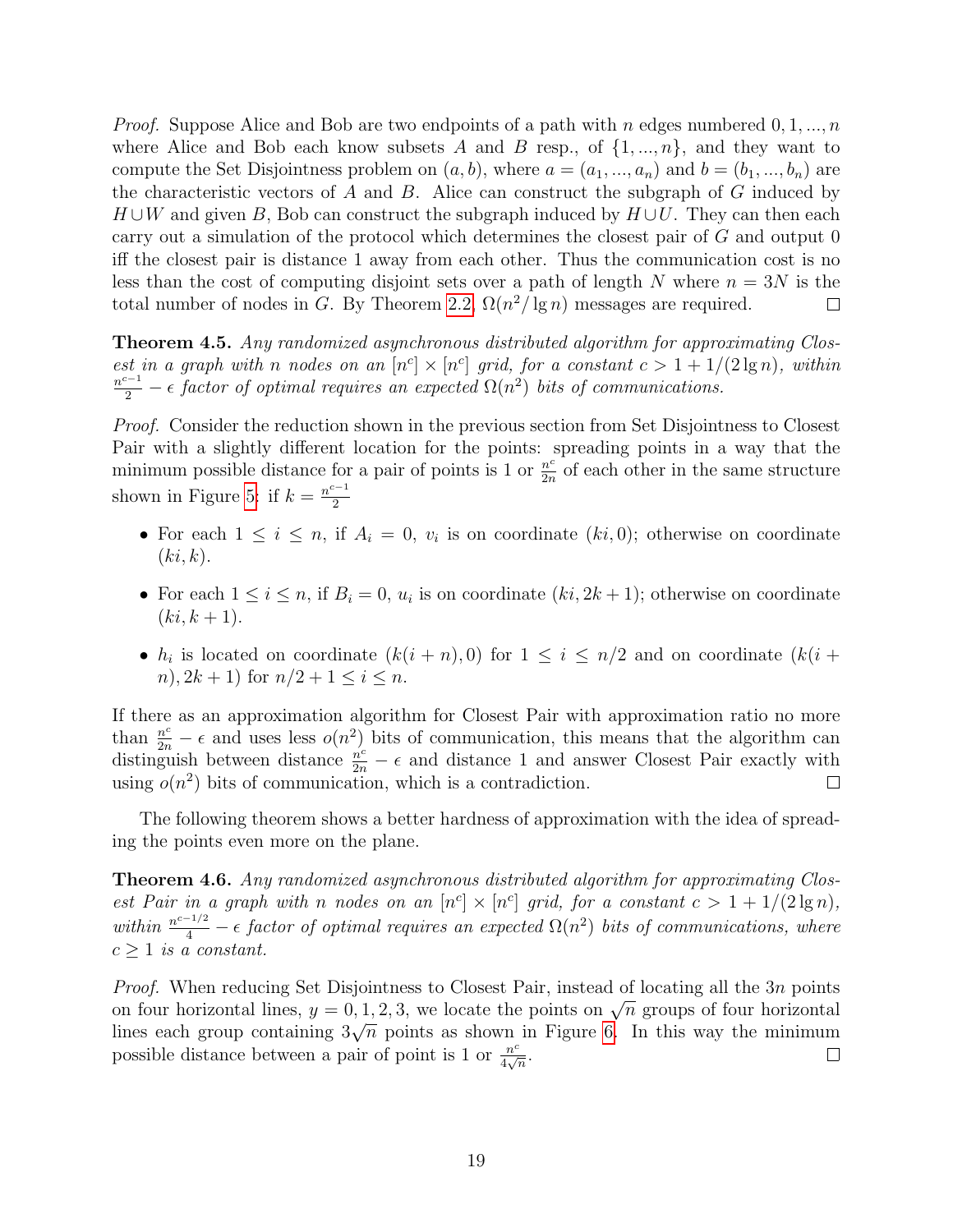*Proof.* Suppose Alice and Bob are two endpoints of a path with $n$ edges numbered $0, 1, ..., n$ where Alice and Bob each know subsets $A$ and $B$ resp., of $\{1, ..., n\}$, and they want to compute the Set Disjointness problem on $(a, b)$, where $a = (a_1, ..., a_n)$ and $b = (b_1, ..., b_n)$ are the characteristic vectors of $A$ and $B$. Alice can construct the subgraph of $G$ induced by $H \cup W$ and given $B$, Bob can construct the subgraph induced by $H \cup U$. They can then each carry out a simulation of the protocol which determines the closest pair of $G$ and output 0 iff the closest pair is distance 1 away from each other. Thus the communication cost is no less than the cost of computing disjoint sets over a path of length $N$ where $n = 3N$ is the total number of nodes in $G$. By Theorem 2.2, $\Omega(n^2/\lg n)$ messages are required. ◻

**Theorem 4.5.** *Any randomized asynchronous distributed algorithm for approximating Closest in a graph with $n$ nodes on an $[n^c] \times [n^c]$ grid, for a constant $c > 1 + 1/(2 \lg n)$, within $\frac{n^{c-1}}{2} - \epsilon$ factor of optimal requires an expected $\Omega(n^2)$ bits of communications.*

*Proof.* Consider the reduction shown in the previous section from Set Disjointness to Closest Pair with a slightly different location for the points: spreading points in a way that the minimum possible distance for a pair of points is 1 or $\frac{n^c}{2n}$ of each other in the same structure shown in Figure 5: if $k = \frac{n^{c-1}}{2}$

- For each $1 \le i \le n$, if $A_i = 0$, $v_i$ is on coordinate $(ki, 0)$; otherwise on coordinate $(ki, k)$.
- For each $1 \le i \le n$, if $B_i = 0$, $u_i$ is on coordinate $(ki, 2k+1)$; otherwise on coordinate $(ki, k+1)$.
- $h_i$ is located on coordinate $(k(i+n), 0)$ for $1 \le i \le n/2$ and on coordinate $(k(i+n), 2k+1)$ for $n/2+1 \le i \le n$.

If there as an approximation algorithm for Closest Pair with approximation ratio no more than $\frac{n^c}{2n} - \epsilon$ and uses less $o(n^2)$ bits of communication, this means that the algorithm can distinguish between distance $\frac{n^c}{2n} - \epsilon$ and distance 1 and answer Closest Pair exactly with using $o(n^2)$ bits of communication, which is a contradiction. ◻

The following theorem shows a better hardness of approximation with the idea of spreading the points even more on the plane.

**Theorem 4.6.** *Any randomized asynchronous distributed algorithm for approximating Closest Pair in a graph with $n$ nodes on an $[n^c] \times [n^c]$ grid, for a constant $c > 1 + 1/(2 \lg n)$, within $\frac{n^{c-1/2}}{4} - \epsilon$ factor of optimal requires an expected $\Omega(n^2)$ bits of communications, where $c \ge 1$ is a constant.*

*Proof.* When reducing Set Disjointness to Closest Pair, instead of locating all the $3n$ points on four horizontal lines, $y = 0, 1, 2, 3$, we locate the points on $\sqrt{n}$ groups of four horizontal lines each group containing $3\sqrt{n}$ points as shown in Figure 6. In this way the minimum possible distance between a pair of point is 1 or $\frac{n^c}{4\sqrt{n}}$. ◻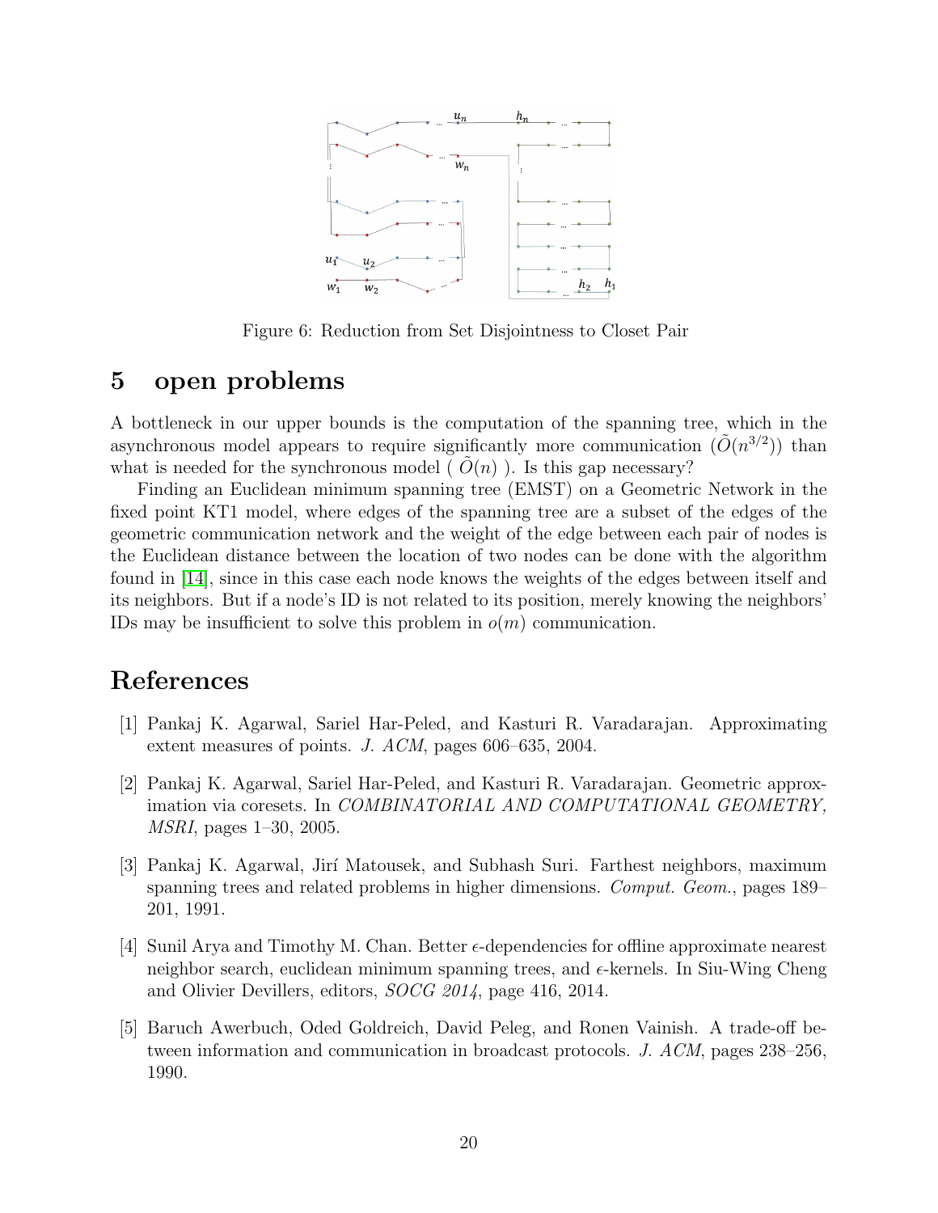Figure 6: Reduction from Set Disjointness to Closet Pair

## 5 open problems

A bottleneck in our upper bounds is the computation of the spanning tree, which in the asynchronous model appears to require significantly more communication ($\tilde{O}(n^{3/2})$) than what is needed for the synchronous model ( $\tilde{O}(n)$ ). Is this gap necessary?

Finding an Euclidean minimum spanning tree (EMST) on a Geometric Network in the fixed point KT1 model, where edges of the spanning tree are a subset of the edges of the geometric communication network and the weight of the edge between each pair of nodes is the Euclidean distance between the location of two nodes can be done with the algorithm found in [14], since in this case each node knows the weights of the edges between itself and its neighbors. But if a node's ID is not related to its position, merely knowing the neighbors' IDs may be insufficient to solve this problem in $o(m)$ communication.

## References

[1] Pankaj K. Agarwal, Sariel Har-Peled, and Kasturi R. Varadarajan. Approximating extent measures of points. *J. ACM*, pages 606–635, 2004.

[2] Pankaj K. Agarwal, Sariel Har-Peled, and Kasturi R. Varadarajan. Geometric approximation via coresets. In *COMBINATORIAL AND COMPUTATIONAL GEOMETRY, MSRI*, pages 1–30, 2005.

[3] Pankaj K. Agarwal, Jirí Matousek, and Subhash Suri. Farthest neighbors, maximum spanning trees and related problems in higher dimensions. *Comput. Geom.*, pages 189–201, 1991.

[4] Sunil Arya and Timothy M. Chan. Better $\epsilon$-dependencies for offline approximate nearest neighbor search, euclidean minimum spanning trees, and $\epsilon$-kernels. In Siu-Wing Cheng and Olivier Devillers, editors, *SOCG 2014*, page 416, 2014.

[5] Baruch Awerbuch, Oded Goldreich, David Peleg, and Ronen Vainish. A trade-off between information and communication in broadcast protocols. *J. ACM*, pages 238–256, 1990.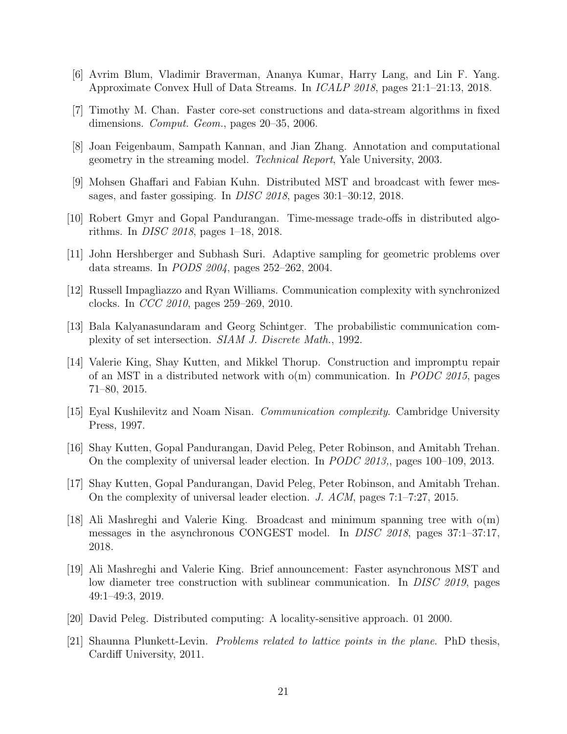[6] Avrim Blum, Vladimir Braverman, Ananya Kumar, Harry Lang, and Lin F. Yang. Approximate Convex Hull of Data Streams. In *ICALP 2018*, pages 21:1–21:13, 2018.

[7] Timothy M. Chan. Faster core-set constructions and data-stream algorithms in fixed dimensions. *Comput. Geom.*, pages 20–35, 2006.

[8] Joan Feigenbaum, Sampath Kannan, and Jian Zhang. Annotation and computational geometry in the streaming model. *Technical Report*, Yale University, 2003.

[9] Mohsen Ghaffari and Fabian Kuhn. Distributed MST and broadcast with fewer messages, and faster gossiping. In *DISC 2018*, pages 30:1–30:12, 2018.

[10] Robert Gmyr and Gopal Pandurangan. Time-message trade-offs in distributed algorithms. In *DISC 2018*, pages 1–18, 2018.

[11] John Hershberger and Subhash Suri. Adaptive sampling for geometric problems over data streams. In *PODS 2004*, pages 252–262, 2004.

[12] Russell Impagliazzo and Ryan Williams. Communication complexity with synchronized clocks. In *CCC 2010*, pages 259–269, 2010.

[13] Bala Kalyanasundaram and Georg Schintger. The probabilistic communication complexity of set intersection. *SIAM J. Discrete Math.*, 1992.

[14] Valerie King, Shay Kutten, and Mikkel Thorup. Construction and impromptu repair of an MST in a distributed network with o(m) communication. In *PODC 2015*, pages 71–80, 2015.

[15] Eyal Kushilevitz and Noam Nisan. *Communication complexity*. Cambridge University Press, 1997.

[16] Shay Kutten, Gopal Pandurangan, David Peleg, Peter Robinson, and Amitabh Trehan. On the complexity of universal leader election. In *PODC 2013,*, pages 100–109, 2013.

[17] Shay Kutten, Gopal Pandurangan, David Peleg, Peter Robinson, and Amitabh Trehan. On the complexity of universal leader election. *J. ACM*, pages 7:1–7:27, 2015.

[18] Ali Mashreghi and Valerie King. Broadcast and minimum spanning tree with o(m) messages in the asynchronous CONGEST model. In *DISC 2018*, pages 37:1–37:17, 2018.

[19] Ali Mashreghi and Valerie King. Brief announcement: Faster asynchronous MST and low diameter tree construction with sublinear communication. In *DISC 2019*, pages 49:1–49:3, 2019.

[20] David Peleg. Distributed computing: A locality-sensitive approach. 01 2000.

[21] Shaunna Plunkett-Levin. *Problems related to lattice points in the plane*. PhD thesis, Cardiff University, 2011.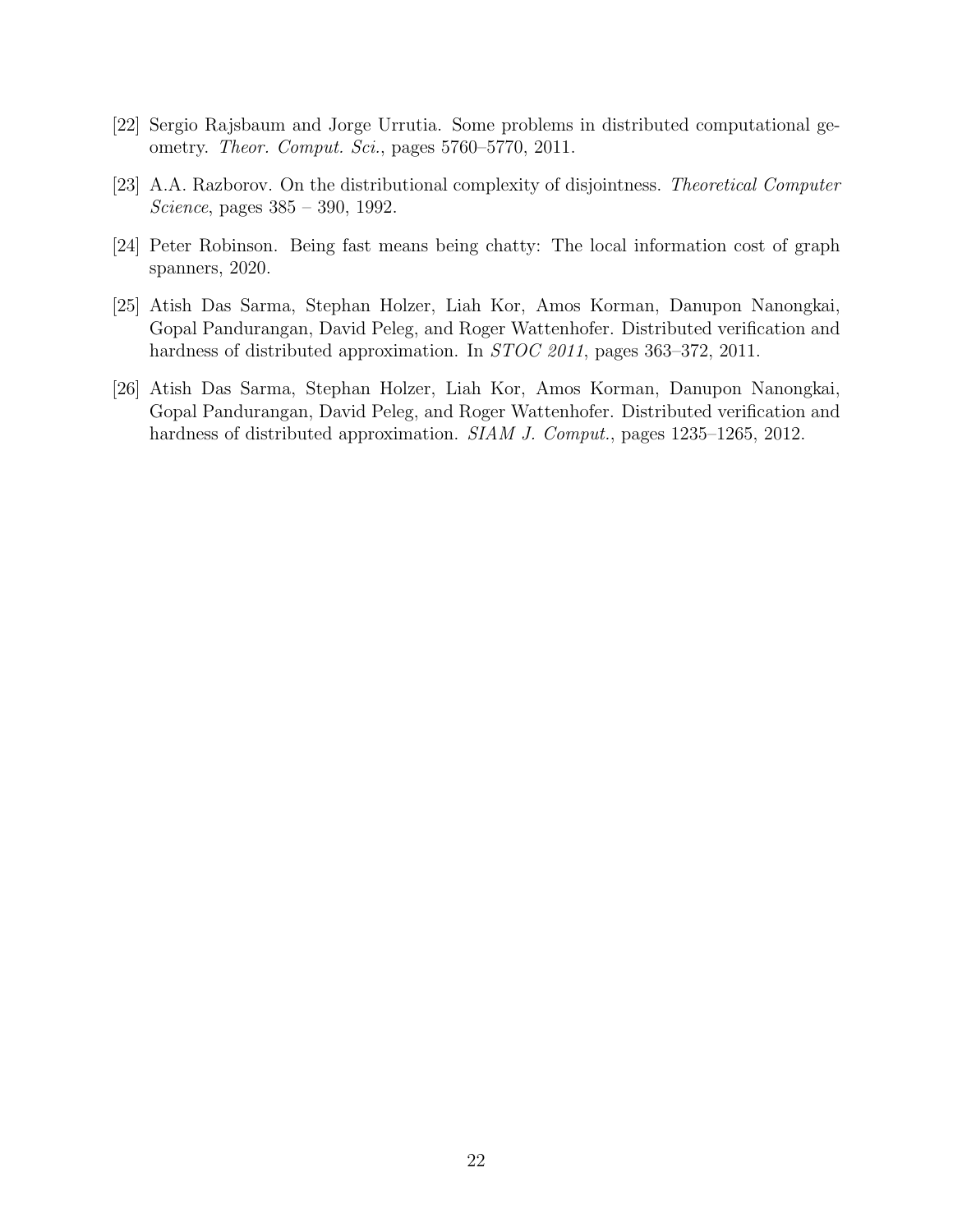[22] Sergio Rajsbaum and Jorge Urrutia. Some problems in distributed computational geometry. *Theor. Comput. Sci.*, pages 5760–5770, 2011.

[23] A.A. Razborov. On the distributional complexity of disjointness. *Theoretical Computer Science*, pages 385 – 390, 1992.

[24] Peter Robinson. Being fast means being chatty: The local information cost of graph spanners, 2020.

[25] Atish Das Sarma, Stephan Holzer, Liah Kor, Amos Korman, Danupon Nanongkai, Gopal Pandurangan, David Peleg, and Roger Wattenhofer. Distributed verification and hardness of distributed approximation. In *STOC 2011*, pages 363–372, 2011.

[26] Atish Das Sarma, Stephan Holzer, Liah Kor, Amos Korman, Danupon Nanongkai, Gopal Pandurangan, David Peleg, and Roger Wattenhofer. Distributed verification and hardness of distributed approximation. *SIAM J. Comput.*, pages 1235–1265, 2012.